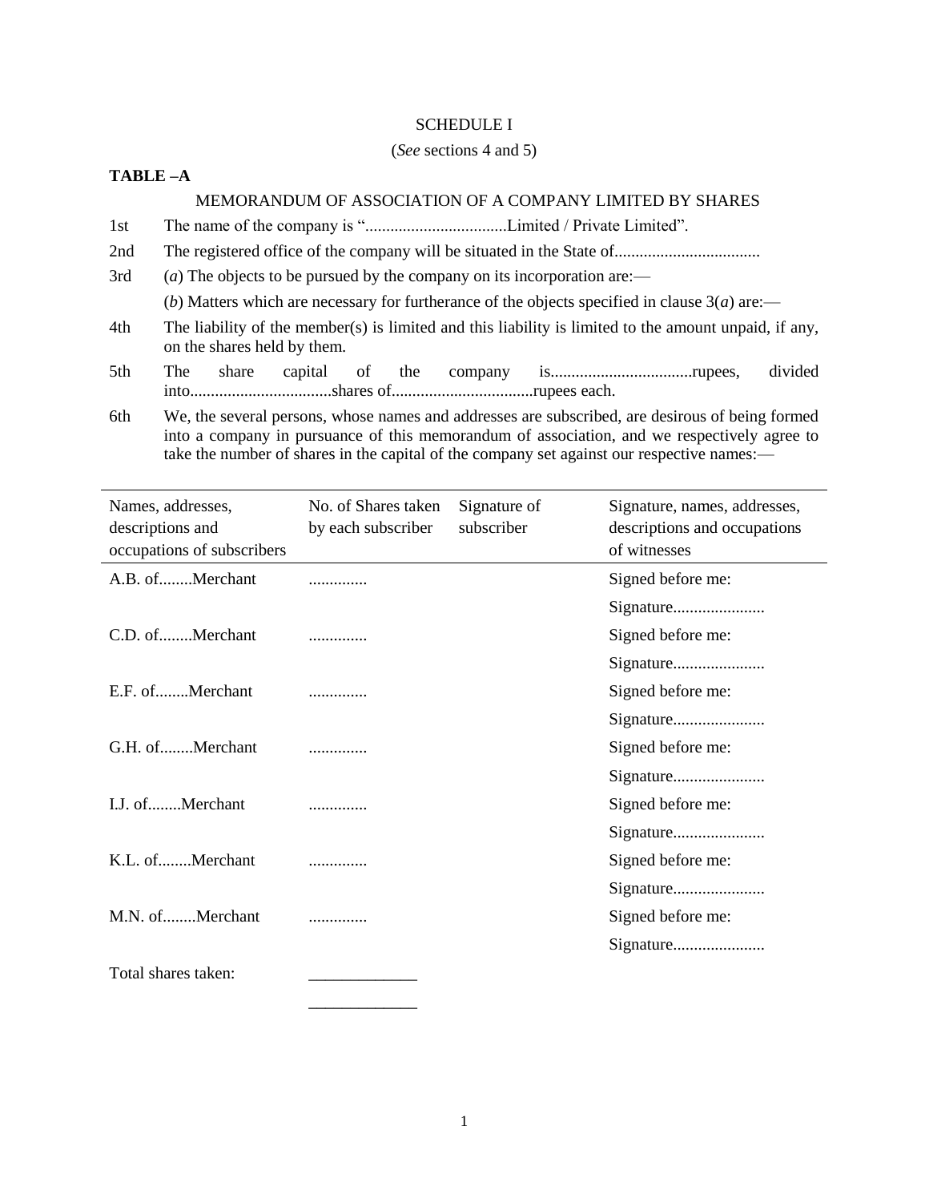SCHEDULE I

(*See* sections 4 and 5)

**TABLE –A**

MEMORANDUM OF ASSOCIATION OF A COMPANY LIMITED BY SHARES

1st The name of the company is "..................................Limited / Private Limited".

2nd The registered office of the company will be situated in the State of...................................

3rd (*a*) The objects to be pursued by the company on its incorporation are:—

(*b*) Matters which are necessary for furtherance of the objects specified in clause 3(*a*) are:—

4th The liability of the member(s) is limited and this liability is limited to the amount unpaid, if any, on the shares held by them.

5th The share capital of the company is..................................rupees, divided into..................................shares of..................................rupees each.

6th We, the several persons, whose names and addresses are subscribed, are desirous of being formed into a company in pursuance of this memorandum of association, and we respectively agree to take the number of shares in the capital of the company set against our respective names:—

| Names, addresses, descriptions and occupations of subscribers | No. of Shares taken by each subscriber | Signature of subscriber | Signature, names, addresses, descriptions and occupations of witnesses |
|---|---|---|---|
| A.B. of........Merchant | ............. | | Signed before me: |
| | | | Signature...................... |
| C.D. of........Merchant | ............. | | Signed before me: |
| | | | Signature...................... |
| E.F. of........Merchant | ............. | | Signed before me: |
| | | | Signature...................... |
| G.H. of........Merchant | ............. | | Signed before me: |
| | | | Signature...................... |
| I.J. of........Merchant | ............. | | Signed before me: |
| | | | Signature...................... |
| K.L. of........Merchant | ............. | | Signed before me: |
| | | | Signature...................... |
| M.N. of........Merchant | ............. | | Signed before me: |
| | | | Signature...................... |
| Total shares taken: | _____________ | | |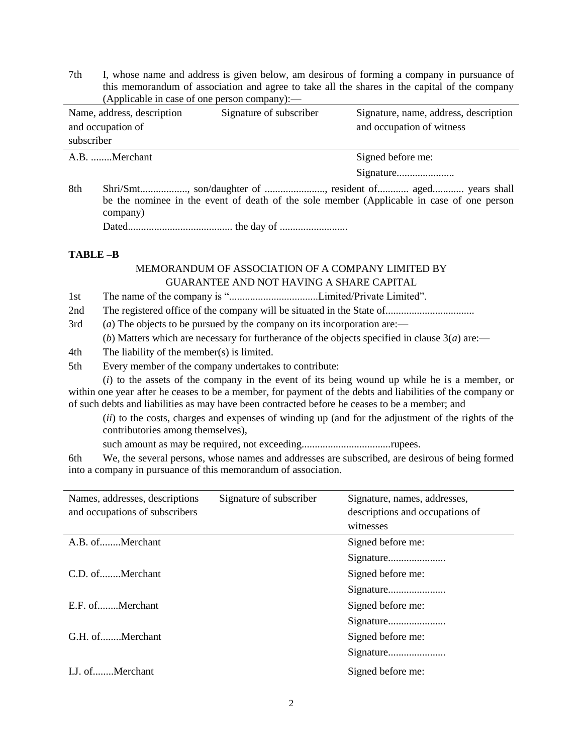7th I, whose name and address is given below, am desirous of forming a company in pursuance of this memorandum of association and agree to take all the shares in the capital of the company (Applicable in case of one person company):—

| Name, address, description and occupation of subscriber | Signature of subscriber | Signature, name, address, description and occupation of witness |
|---|---|---|
| A.B. ........Merchant | | Signed before me: |
| | | Signature...................... |

8th Shri/Smt.................., son/daughter of ......................., resident of............ aged............ years shall be the nominee in the event of death of the sole member (Applicable in case of one person company)

Dated....................................... the day of ..........................

**TABLE –B**

MEMORANDUM OF ASSOCIATION OF A COMPANY LIMITED BY GUARANTEE AND NOT HAVING A SHARE CAPITAL

1st The name of the company is "..................................Limited/Private Limited".

2nd The registered office of the company will be situated in the State of..................................

3rd (*a*) The objects to be pursued by the company on its incorporation are:—

(*b*) Matters which are necessary for furtherance of the objects specified in clause 3(*a*) are:—

4th The liability of the member(s) is limited.

5th Every member of the company undertakes to contribute:

(*i*) to the assets of the company in the event of its being wound up while he is a member, or within one year after he ceases to be a member, for payment of the debts and liabilities of the company or of such debts and liabilities as may have been contracted before he ceases to be a member; and

(*ii*) to the costs, charges and expenses of winding up (and for the adjustment of the rights of the contributories among themselves),

such amount as may be required, not exceeding..................................rupees.

6th We, the several persons, whose names and addresses are subscribed, are desirous of being formed into a company in pursuance of this memorandum of association.

| Names, addresses, descriptions and occupations of subscribers | Signature of subscriber | Signature, names, addresses, descriptions and occupations of witnesses |
|---|---|---|
| A.B. of........Merchant | | Signed before me: |
| | | Signature...................... |
| C.D. of........Merchant | | Signed before me: |
| | | Signature...................... |
| E.F. of........Merchant | | Signed before me: |
| | | Signature...................... |
| G.H. of........Merchant | | Signed before me: |
| | | Signature...................... |
| I.J. of........Merchant | | Signed before me: |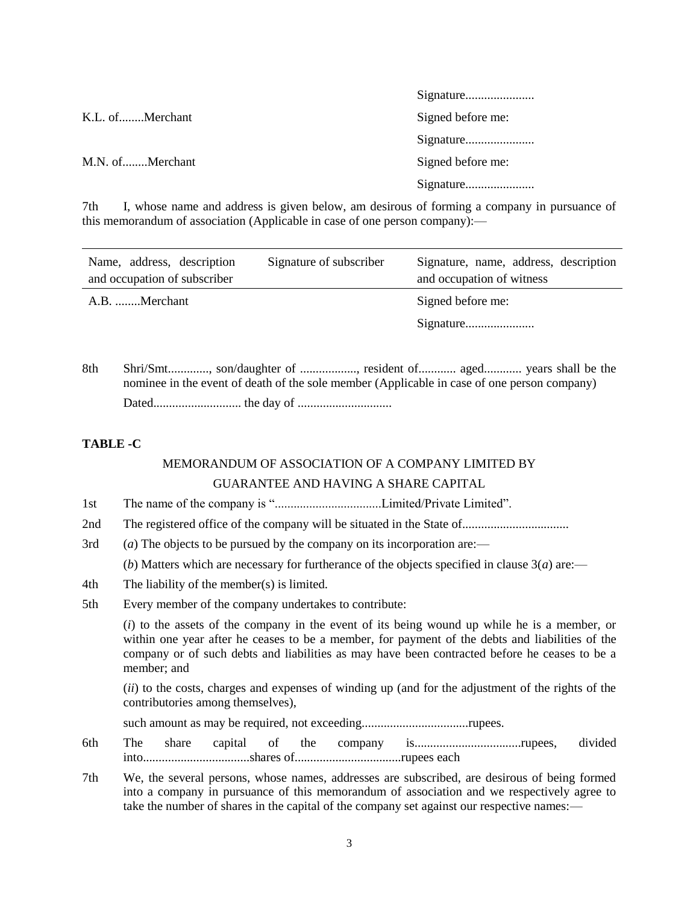| | | |
|---|---|---|
| | | Signature...................... |
| K.L. of........Merchant | | Signed before me: |
| | | Signature...................... |
| M.N. of........Merchant | | Signed before me: |
| | | Signature...................... |

7th I, whose name and address is given below, am desirous of forming a company in pursuance of this memorandum of association (Applicable in case of one person company):—

| Name, address, description and occupation of subscriber | Signature of subscriber | Signature, name, address, description and occupation of witness |
|---|---|---|
| A.B. ........Merchant | | Signed before me: |
| | | Signature...................... |

8th Shri/Smt............., son/daughter of .................., resident of............ aged............ years shall be the nominee in the event of death of the sole member (Applicable in case of one person company)

Dated........................... the day of .............................

**TABLE -C**

MEMORANDUM OF ASSOCIATION OF A COMPANY LIMITED BY GUARANTEE AND HAVING A SHARE CAPITAL

1st The name of the company is "..................................Limited/Private Limited".

2nd The registered office of the company will be situated in the State of..................................

3rd (*a*) The objects to be pursued by the company on its incorporation are:—

(*b*) Matters which are necessary for furtherance of the objects specified in clause 3(*a*) are:—

4th The liability of the member(s) is limited.

5th Every member of the company undertakes to contribute:

(*i*) to the assets of the company in the event of its being wound up while he is a member, or within one year after he ceases to be a member, for payment of the debts and liabilities of the company or of such debts and liabilities as may have been contracted before he ceases to be a member; and

(*ii*) to the costs, charges and expenses of winding up (and for the adjustment of the rights of the contributories among themselves),

such amount as may be required, not exceeding..................................rupees.

6th The share capital of the company is..................................rupees, divided into..................................shares of..................................rupees each

7th We, the several persons, whose names, addresses are subscribed, are desirous of being formed into a company in pursuance of this memorandum of association and we respectively agree to take the number of shares in the capital of the company set against our respective names:—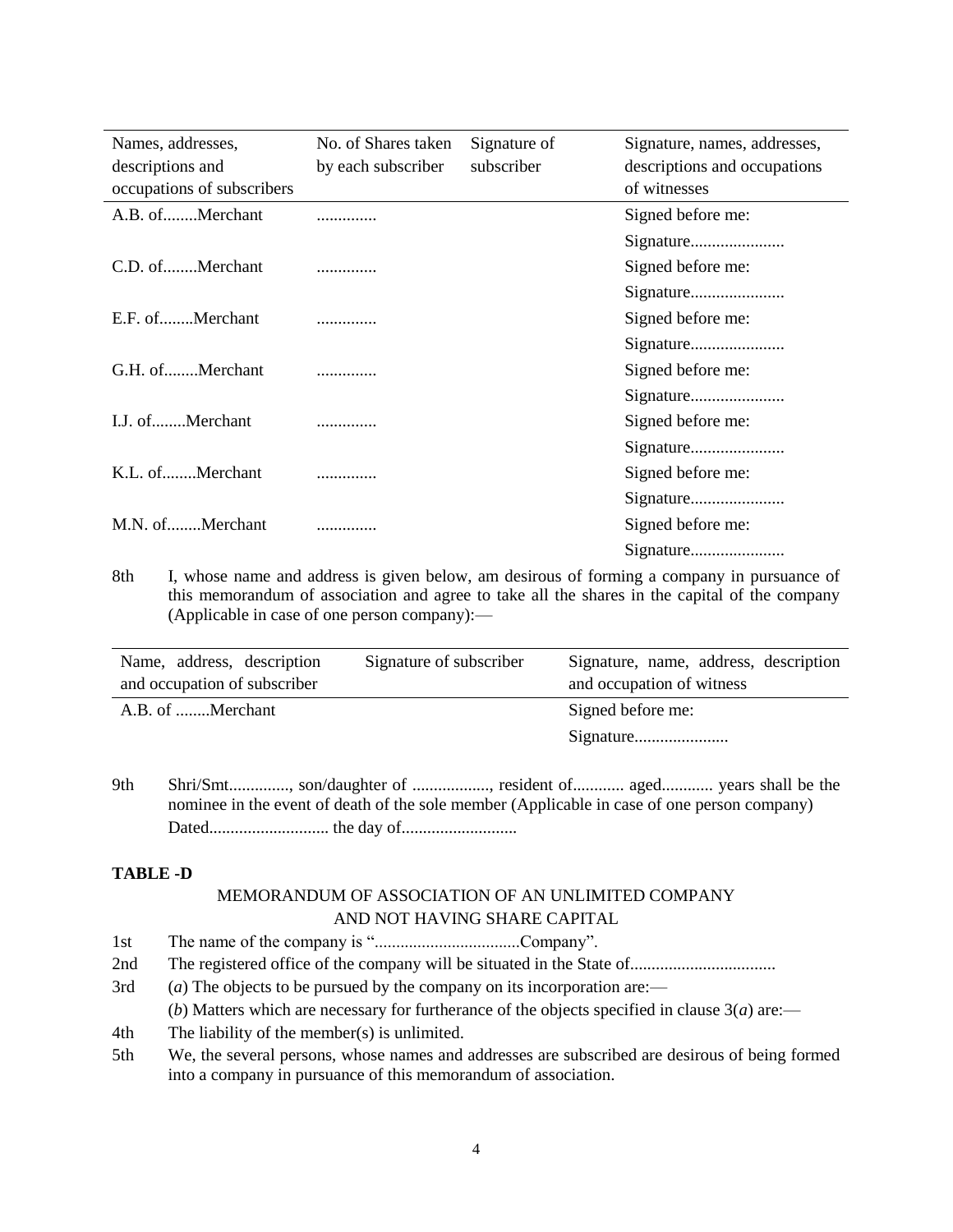| Names, addresses, descriptions and occupations of subscribers | No. of Shares taken by each subscriber | Signature of subscriber | Signature, names, addresses, descriptions and occupations of witnesses |
|---|---|---|---|
| A.B. of........Merchant | ............. | | Signed before me: Signature...................... |
| C.D. of........Merchant | ............. | | Signed before me: Signature...................... |
| E.F. of........Merchant | ............. | | Signed before me: Signature...................... |
| G.H. of........Merchant | ............. | | Signed before me: Signature...................... |
| I.J. of........Merchant | ............. | | Signed before me: Signature...................... |
| K.L. of........Merchant | ............. | | Signed before me: Signature...................... |
| M.N. of........Merchant | ............. | | Signed before me: Signature...................... |

8th I, whose name and address is given below, am desirous of forming a company in pursuance of this memorandum of association and agree to take all the shares in the capital of the company (Applicable in case of one person company):—

| Name, address, description and occupation of subscriber | Signature of subscriber | Signature, name, address, description and occupation of witness |
|---|---|---|
| A.B. of ........Merchant | | Signed before me: Signature...................... |

9th Shri/Smt.............., son/daughter of .................., resident of............ aged............ years shall be the nominee in the event of death of the sole member (Applicable in case of one person company)

Dated........................... the day of..........................

**TABLE -D**

MEMORANDUM OF ASSOCIATION OF AN UNLIMITED COMPANY AND NOT HAVING SHARE CAPITAL

1st The name of the company is "..................................Company".

2nd The registered office of the company will be situated in the State of..................................

3rd (*a*) The objects to be pursued by the company on its incorporation are:—

(*b*) Matters which are necessary for furtherance of the objects specified in clause 3(*a*) are:—

4th The liability of the member(s) is unlimited.

5th We, the several persons, whose names and addresses are subscribed are desirous of being formed into a company in pursuance of this memorandum of association.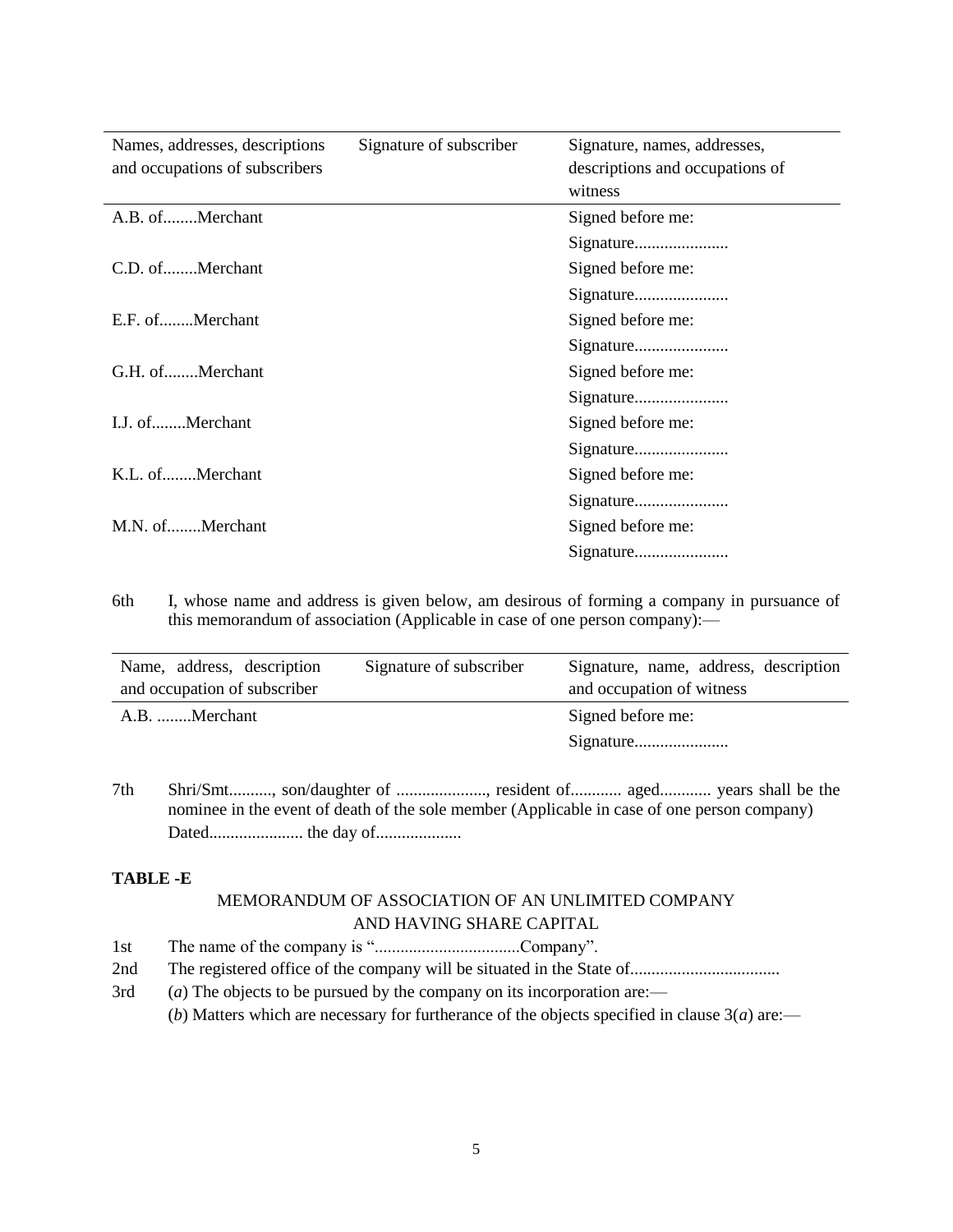| Names, addresses, descriptions and occupations of subscribers | Signature of subscriber | Signature, names, addresses, descriptions and occupations of witness |
|---|---|---|
| A.B. of........Merchant | | Signed before me: |
| | | Signature...................... |
| C.D. of........Merchant | | Signed before me: |
| | | Signature...................... |
| E.F. of........Merchant | | Signed before me: |
| | | Signature...................... |
| G.H. of........Merchant | | Signed before me: |
| | | Signature...................... |
| I.J. of........Merchant | | Signed before me: |
| | | Signature...................... |
| K.L. of........Merchant | | Signed before me: |
| | | Signature...................... |
| M.N. of........Merchant | | Signed before me: |
| | | Signature...................... |

6th I, whose name and address is given below, am desirous of forming a company in pursuance of this memorandum of association (Applicable in case of one person company):—

| Name, address, description and occupation of subscriber | Signature of subscriber | Signature, name, address, description and occupation of witness |
|---|---|---|
| A.B. ........Merchant | | Signed before me: |
| | | Signature...................... |

7th Shri/Smt.........., son/daughter of ....................., resident of............ aged............ years shall be the nominee in the event of death of the sole member (Applicable in case of one person company)

Dated...................... the day of....................

**TABLE -E**

MEMORANDUM OF ASSOCIATION OF AN UNLIMITED COMPANY AND HAVING SHARE CAPITAL

1st The name of the company is "..................................Company".

2nd The registered office of the company will be situated in the State of..................................

3rd (*a*) The objects to be pursued by the company on its incorporation are:—

(*b*) Matters which are necessary for furtherance of the objects specified in clause 3(*a*) are:—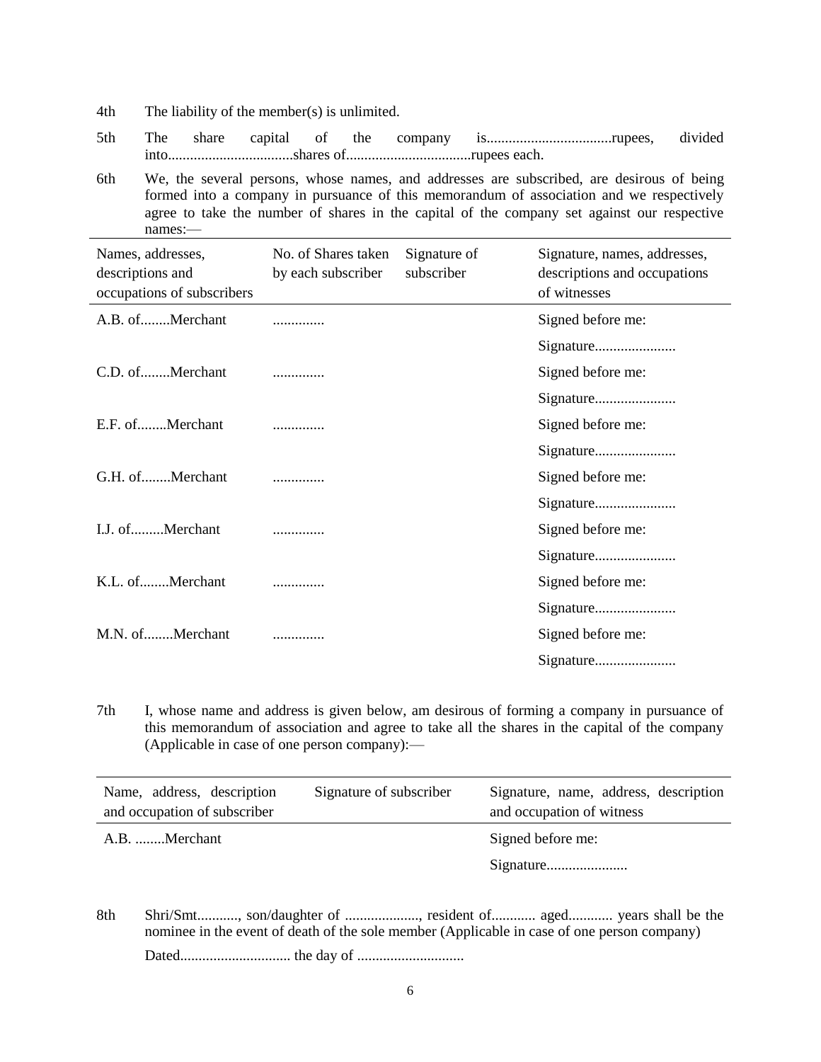4th The liability of the member(s) is unlimited.

5th The share capital of the company is..................................rupees, divided into..................................shares of..................................rupees each.

6th We, the several persons, whose names, and addresses are subscribed, are desirous of being formed into a company in pursuance of this memorandum of association and we respectively agree to take the number of shares in the capital of the company set against our respective names:—

| Names, addresses, descriptions and occupations of subscribers | No. of Shares taken by each subscriber | Signature of subscriber | Signature, names, addresses, descriptions and occupations of witnesses |
|---|---|---|---|
| A.B. of........Merchant | ............. | | Signed before me: |
| | | | Signature...................... |
| C.D. of........Merchant | ............. | | Signed before me: |
| | | | Signature...................... |
| E.F. of........Merchant | ............. | | Signed before me: |
| | | | Signature...................... |
| G.H. of........Merchant | ............. | | Signed before me: |
| | | | Signature...................... |
| I.J. of.........Merchant | ............. | | Signed before me: |
| | | | Signature...................... |
| K.L. of........Merchant | ............. | | Signed before me: |
| | | | Signature...................... |
| M.N. of........Merchant | ............. | | Signed before me: |
| | | | Signature...................... |

7th I, whose name and address is given below, am desirous of forming a company in pursuance of this memorandum of association and agree to take all the shares in the capital of the company (Applicable in case of one person company):—

| Name, address, description and occupation of subscriber | Signature of subscriber | Signature, name, address, description and occupation of witness |
|---|---|---|
| A.B. ........Merchant | | Signed before me: |
| | | Signature...................... |

8th Shri/Smt..........., son/daughter of ...................., resident of............ aged............ years shall be the nominee in the event of death of the sole member (Applicable in case of one person company)

Dated.............................. the day of .............................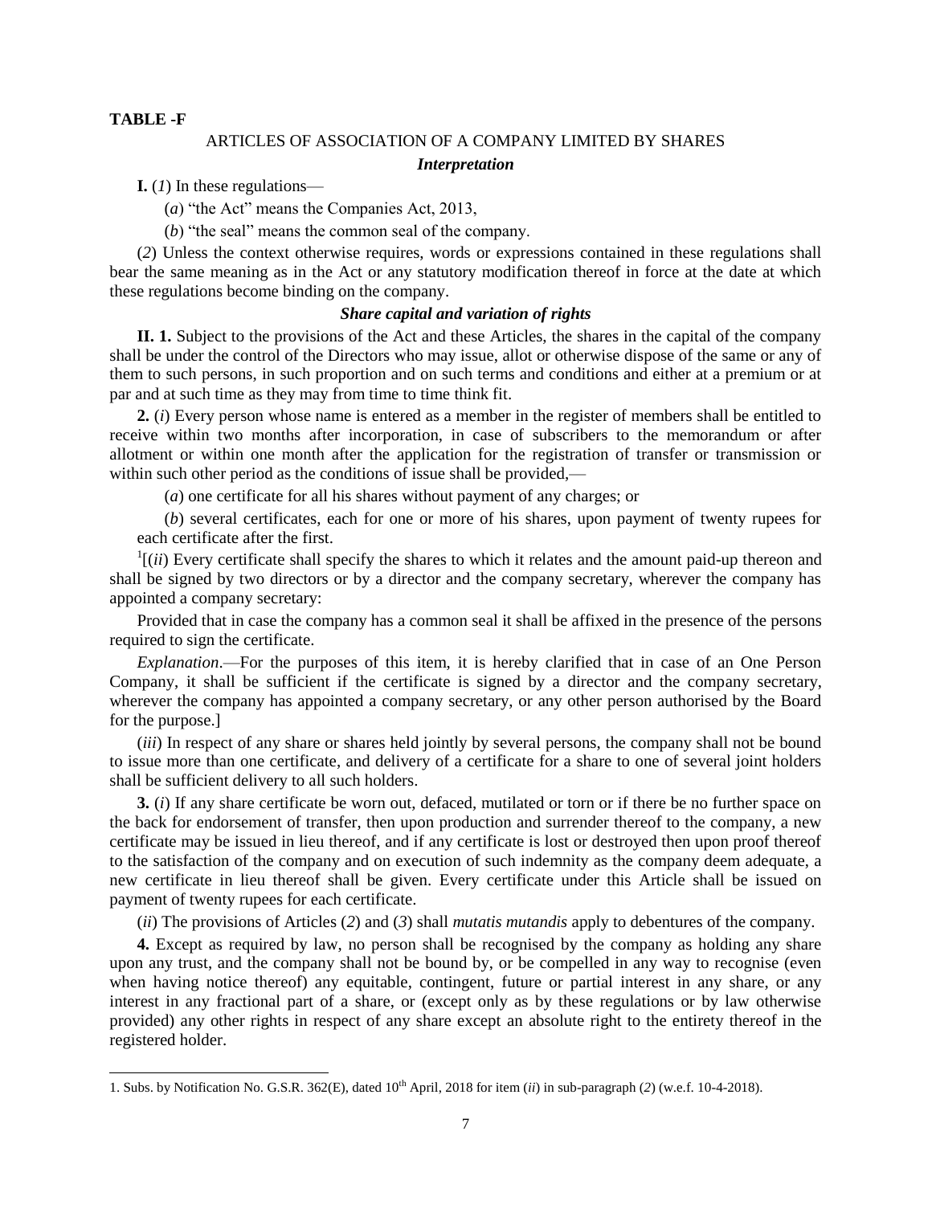**TABLE -F**

## ARTICLES OF ASSOCIATION OF A COMPANY LIMITED BY SHARES

### *Interpretation*

**I.** (*1*) In these regulations—

(*a*) "the Act" means the Companies Act, 2013,

(*b*) "the seal" means the common seal of the company.

(*2*) Unless the context otherwise requires, words or expressions contained in these regulations shall bear the same meaning as in the Act or any statutory modification thereof in force at the date at which these regulations become binding on the company.

### *Share capital and variation of rights*

**II. 1.** Subject to the provisions of the Act and these Articles, the shares in the capital of the company shall be under the control of the Directors who may issue, allot or otherwise dispose of the same or any of them to such persons, in such proportion and on such terms and conditions and either at a premium or at par and at such time as they may from time to time think fit.

**2.** (*i*) Every person whose name is entered as a member in the register of members shall be entitled to receive within two months after incorporation, in case of subscribers to the memorandum or after allotment or within one month after the application for the registration of transfer or transmission or within such other period as the conditions of issue shall be provided,—

(*a*) one certificate for all his shares without payment of any charges; or

(*b*) several certificates, each for one or more of his shares, upon payment of twenty rupees for each certificate after the first.

[1][(*ii*) Every certificate shall specify the shares to which it relates and the amount paid-up thereon and shall be signed by two directors or by a director and the company secretary, wherever the company has appointed a company secretary:

Provided that in case the company has a common seal it shall be affixed in the presence of the persons required to sign the certificate.

*Explanation*.—For the purposes of this item, it is hereby clarified that in case of an One Person Company, it shall be sufficient if the certificate is signed by a director and the company secretary, wherever the company has appointed a company secretary, or any other person authorised by the Board for the purpose.]

(*iii*) In respect of any share or shares held jointly by several persons, the company shall not be bound to issue more than one certificate, and delivery of a certificate for a share to one of several joint holders shall be sufficient delivery to all such holders.

**3.** (*i*) If any share certificate be worn out, defaced, mutilated or torn or if there be no further space on the back for endorsement of transfer, then upon production and surrender thereof to the company, a new certificate may be issued in lieu thereof, and if any certificate is lost or destroyed then upon proof thereof to the satisfaction of the company and on execution of such indemnity as the company deem adequate, a new certificate in lieu thereof shall be given. Every certificate under this Article shall be issued on payment of twenty rupees for each certificate.

(*ii*) The provisions of Articles (*2*) and (*3*) shall *mutatis mutandis* apply to debentures of the company.

**4.** Except as required by law, no person shall be recognised by the company as holding any share upon any trust, and the company shall not be bound by, or be compelled in any way to recognise (even when having notice thereof) any equitable, contingent, future or partial interest in any share, or any interest in any fractional part of a share, or (except only as by these regulations or by law otherwise provided) any other rights in respect of any share except an absolute right to the entirety thereof in the registered holder.

---

1. Subs. by Notification No. G.S.R. 362(E), dated 10th April, 2018 for item (*ii*) in sub-paragraph (*2*) (w.e.f. 10-4-2018).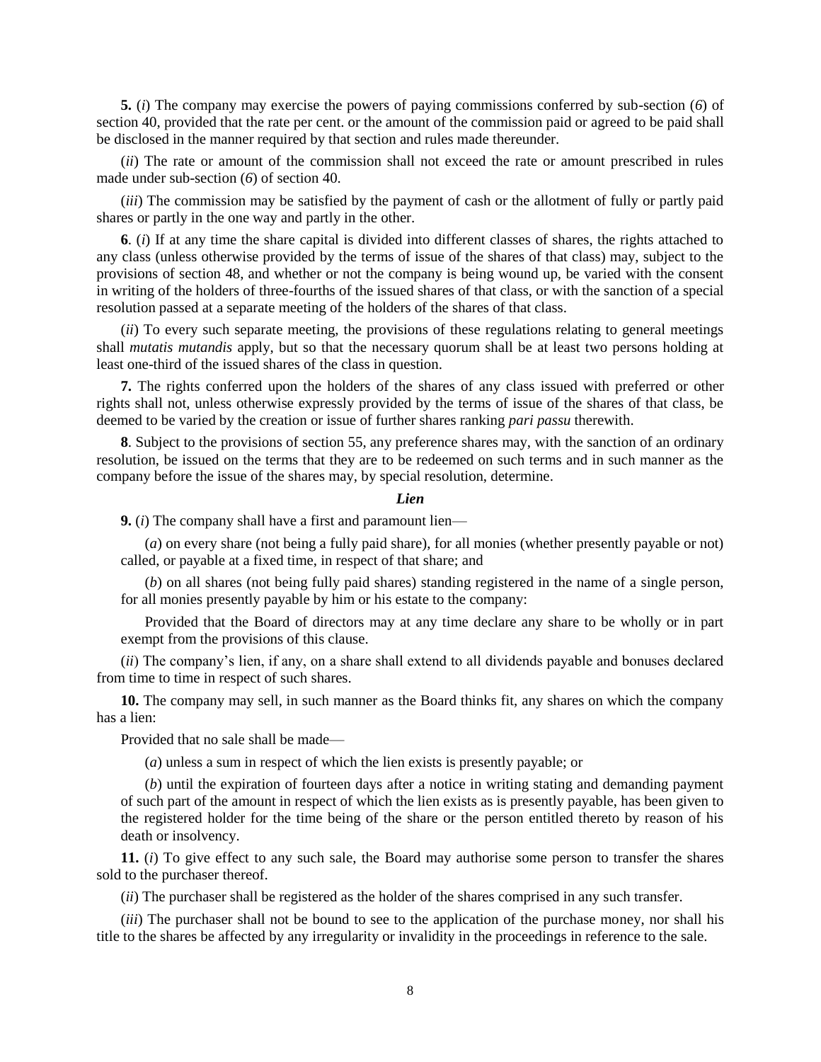**5.** (*i*) The company may exercise the powers of paying commissions conferred by sub-section (*6*) of section 40, provided that the rate per cent. or the amount of the commission paid or agreed to be paid shall be disclosed in the manner required by that section and rules made thereunder.

(*ii*) The rate or amount of the commission shall not exceed the rate or amount prescribed in rules made under sub-section (*6*) of section 40.

(*iii*) The commission may be satisfied by the payment of cash or the allotment of fully or partly paid shares or partly in the one way and partly in the other.

**6**. (*i*) If at any time the share capital is divided into different classes of shares, the rights attached to any class (unless otherwise provided by the terms of issue of the shares of that class) may, subject to the provisions of section 48, and whether or not the company is being wound up, be varied with the consent in writing of the holders of three-fourths of the issued shares of that class, or with the sanction of a special resolution passed at a separate meeting of the holders of the shares of that class.

(*ii*) To every such separate meeting, the provisions of these regulations relating to general meetings shall *mutatis mutandis* apply, but so that the necessary quorum shall be at least two persons holding at least one-third of the issued shares of the class in question.

**7.** The rights conferred upon the holders of the shares of any class issued with preferred or other rights shall not, unless otherwise expressly provided by the terms of issue of the shares of that class, be deemed to be varied by the creation or issue of further shares ranking *pari passu* therewith.

**8**. Subject to the provisions of section 55, any preference shares may, with the sanction of an ordinary resolution, be issued on the terms that they are to be redeemed on such terms and in such manner as the company before the issue of the shares may, by special resolution, determine.

***Lien***

**9.** (*i*) The company shall have a first and paramount lien—

(*a*) on every share (not being a fully paid share), for all monies (whether presently payable or not) called, or payable at a fixed time, in respect of that share; and

(*b*) on all shares (not being fully paid shares) standing registered in the name of a single person, for all monies presently payable by him or his estate to the company:

Provided that the Board of directors may at any time declare any share to be wholly or in part exempt from the provisions of this clause.

(*ii*) The company's lien, if any, on a share shall extend to all dividends payable and bonuses declared from time to time in respect of such shares.

**10.** The company may sell, in such manner as the Board thinks fit, any shares on which the company has a lien:

Provided that no sale shall be made—

(*a*) unless a sum in respect of which the lien exists is presently payable; or

(*b*) until the expiration of fourteen days after a notice in writing stating and demanding payment of such part of the amount in respect of which the lien exists as is presently payable, has been given to the registered holder for the time being of the share or the person entitled thereto by reason of his death or insolvency.

**11.** (*i*) To give effect to any such sale, the Board may authorise some person to transfer the shares sold to the purchaser thereof.

(*ii*) The purchaser shall be registered as the holder of the shares comprised in any such transfer.

(*iii*) The purchaser shall not be bound to see to the application of the purchase money, nor shall his title to the shares be affected by any irregularity or invalidity in the proceedings in reference to the sale.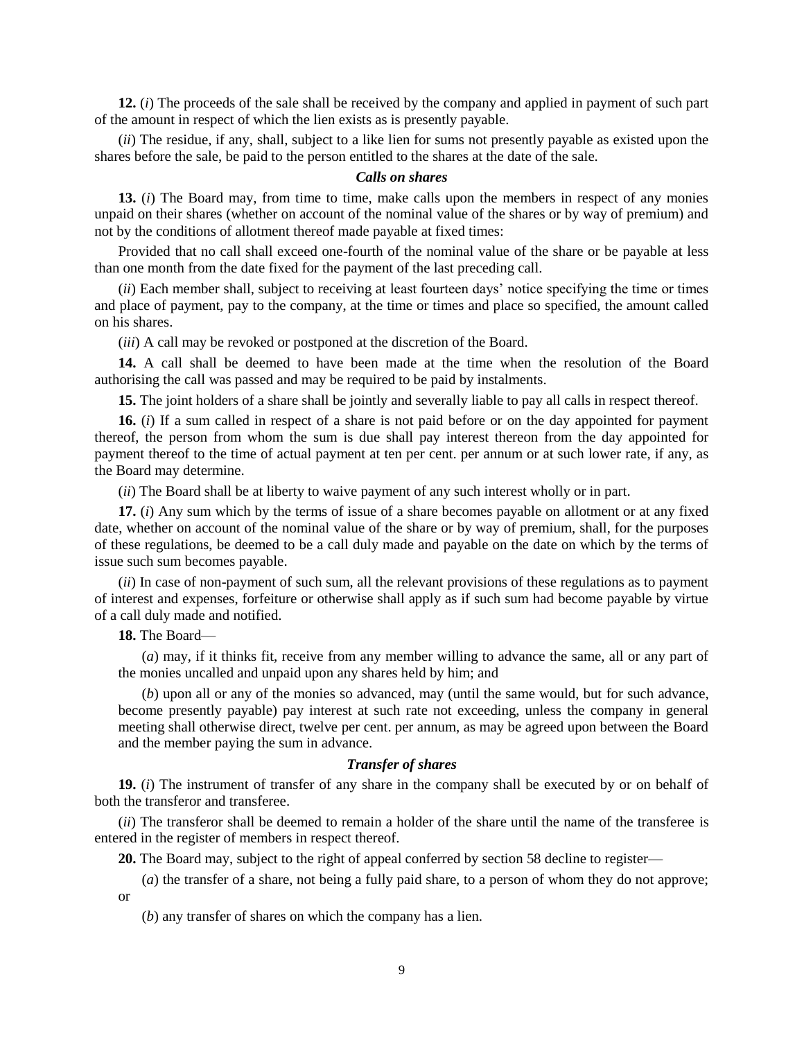**12.** (*i*) The proceeds of the sale shall be received by the company and applied in payment of such part of the amount in respect of which the lien exists as is presently payable.

(*ii*) The residue, if any, shall, subject to a like lien for sums not presently payable as existed upon the shares before the sale, be paid to the person entitled to the shares at the date of the sale.

### *Calls on shares*

**13.** (*i*) The Board may, from time to time, make calls upon the members in respect of any monies unpaid on their shares (whether on account of the nominal value of the shares or by way of premium) and not by the conditions of allotment thereof made payable at fixed times:

Provided that no call shall exceed one-fourth of the nominal value of the share or be payable at less than one month from the date fixed for the payment of the last preceding call.

(*ii*) Each member shall, subject to receiving at least fourteen days' notice specifying the time or times and place of payment, pay to the company, at the time or times and place so specified, the amount called on his shares.

(*iii*) A call may be revoked or postponed at the discretion of the Board.

**14.** A call shall be deemed to have been made at the time when the resolution of the Board authorising the call was passed and may be required to be paid by instalments.

**15.** The joint holders of a share shall be jointly and severally liable to pay all calls in respect thereof.

**16.** (*i*) If a sum called in respect of a share is not paid before or on the day appointed for payment thereof, the person from whom the sum is due shall pay interest thereon from the day appointed for payment thereof to the time of actual payment at ten per cent. per annum or at such lower rate, if any, as the Board may determine.

(*ii*) The Board shall be at liberty to waive payment of any such interest wholly or in part.

**17.** (*i*) Any sum which by the terms of issue of a share becomes payable on allotment or at any fixed date, whether on account of the nominal value of the share or by way of premium, shall, for the purposes of these regulations, be deemed to be a call duly made and payable on the date on which by the terms of issue such sum becomes payable.

(*ii*) In case of non-payment of such sum, all the relevant provisions of these regulations as to payment of interest and expenses, forfeiture or otherwise shall apply as if such sum had become payable by virtue of a call duly made and notified.

**18.** The Board—

(*a*) may, if it thinks fit, receive from any member willing to advance the same, all or any part of the monies uncalled and unpaid upon any shares held by him; and

(*b*) upon all or any of the monies so advanced, may (until the same would, but for such advance, become presently payable) pay interest at such rate not exceeding, unless the company in general meeting shall otherwise direct, twelve per cent. per annum, as may be agreed upon between the Board and the member paying the sum in advance.

### *Transfer of shares*

**19.** (*i*) The instrument of transfer of any share in the company shall be executed by or on behalf of both the transferor and transferee.

(*ii*) The transferor shall be deemed to remain a holder of the share until the name of the transferee is entered in the register of members in respect thereof.

**20.** The Board may, subject to the right of appeal conferred by section 58 decline to register—

(*a*) the transfer of a share, not being a fully paid share, to a person of whom they do not approve; or

(*b*) any transfer of shares on which the company has a lien.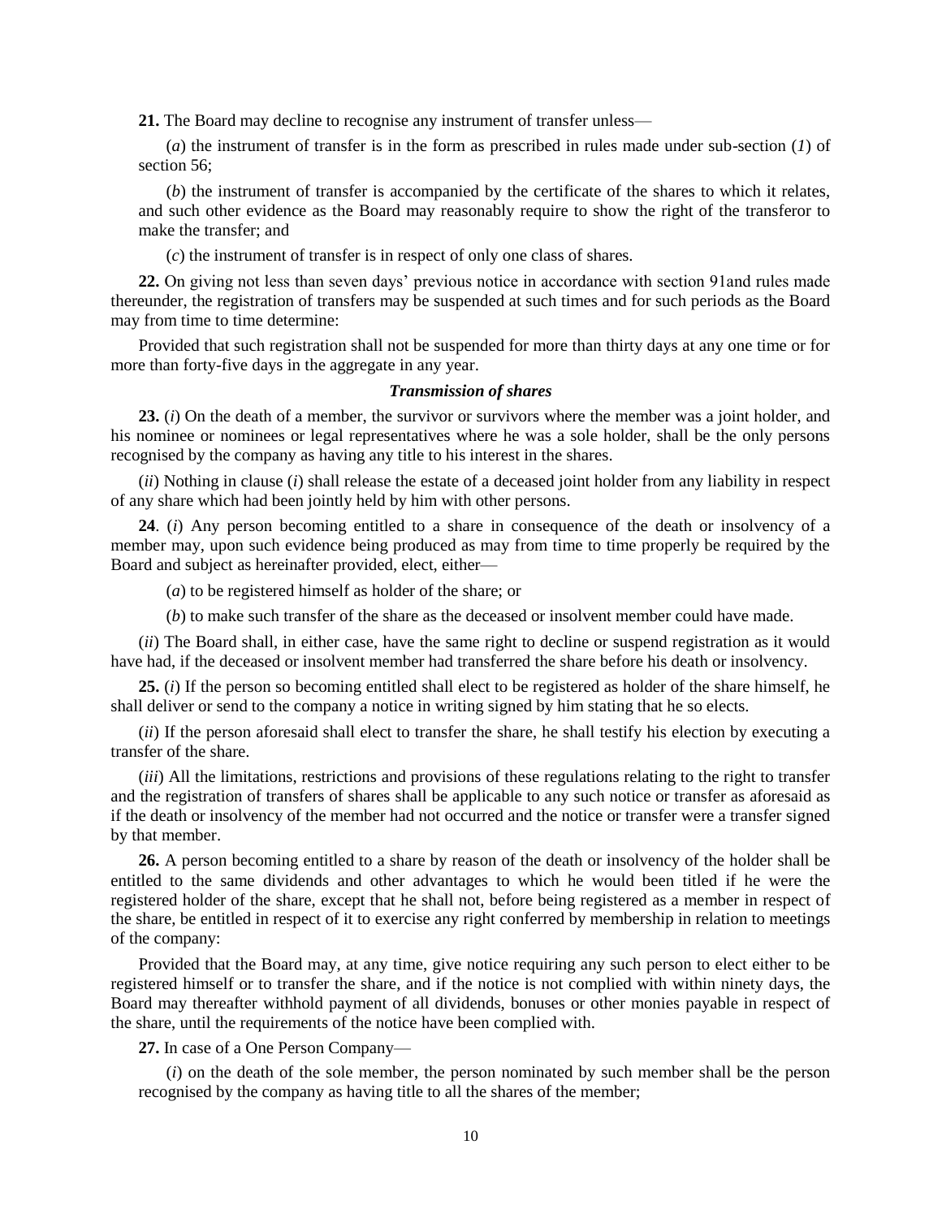**21.** The Board may decline to recognise any instrument of transfer unless—

(*a*) the instrument of transfer is in the form as prescribed in rules made under sub-section (*1*) of section 56;

(*b*) the instrument of transfer is accompanied by the certificate of the shares to which it relates, and such other evidence as the Board may reasonably require to show the right of the transferor to make the transfer; and

(*c*) the instrument of transfer is in respect of only one class of shares.

**22.** On giving not less than seven days' previous notice in accordance with section 91and rules made thereunder, the registration of transfers may be suspended at such times and for such periods as the Board may from time to time determine:

Provided that such registration shall not be suspended for more than thirty days at any one time or for more than forty-five days in the aggregate in any year.

***Transmission of shares***

**23.** (*i*) On the death of a member, the survivor or survivors where the member was a joint holder, and his nominee or nominees or legal representatives where he was a sole holder, shall be the only persons recognised by the company as having any title to his interest in the shares.

(*ii*) Nothing in clause (*i*) shall release the estate of a deceased joint holder from any liability in respect of any share which had been jointly held by him with other persons.

**24**. (*i*) Any person becoming entitled to a share in consequence of the death or insolvency of a member may, upon such evidence being produced as may from time to time properly be required by the Board and subject as hereinafter provided, elect, either—

(*a*) to be registered himself as holder of the share; or

(*b*) to make such transfer of the share as the deceased or insolvent member could have made.

(*ii*) The Board shall, in either case, have the same right to decline or suspend registration as it would have had, if the deceased or insolvent member had transferred the share before his death or insolvency.

**25.** (*i*) If the person so becoming entitled shall elect to be registered as holder of the share himself, he shall deliver or send to the company a notice in writing signed by him stating that he so elects.

(*ii*) If the person aforesaid shall elect to transfer the share, he shall testify his election by executing a transfer of the share.

(*iii*) All the limitations, restrictions and provisions of these regulations relating to the right to transfer and the registration of transfers of shares shall be applicable to any such notice or transfer as aforesaid as if the death or insolvency of the member had not occurred and the notice or transfer were a transfer signed by that member.

**26.** A person becoming entitled to a share by reason of the death or insolvency of the holder shall be entitled to the same dividends and other advantages to which he would been titled if he were the registered holder of the share, except that he shall not, before being registered as a member in respect of the share, be entitled in respect of it to exercise any right conferred by membership in relation to meetings of the company:

Provided that the Board may, at any time, give notice requiring any such person to elect either to be registered himself or to transfer the share, and if the notice is not complied with within ninety days, the Board may thereafter withhold payment of all dividends, bonuses or other monies payable in respect of the share, until the requirements of the notice have been complied with.

**27.** In case of a One Person Company—

(*i*) on the death of the sole member, the person nominated by such member shall be the person recognised by the company as having title to all the shares of the member;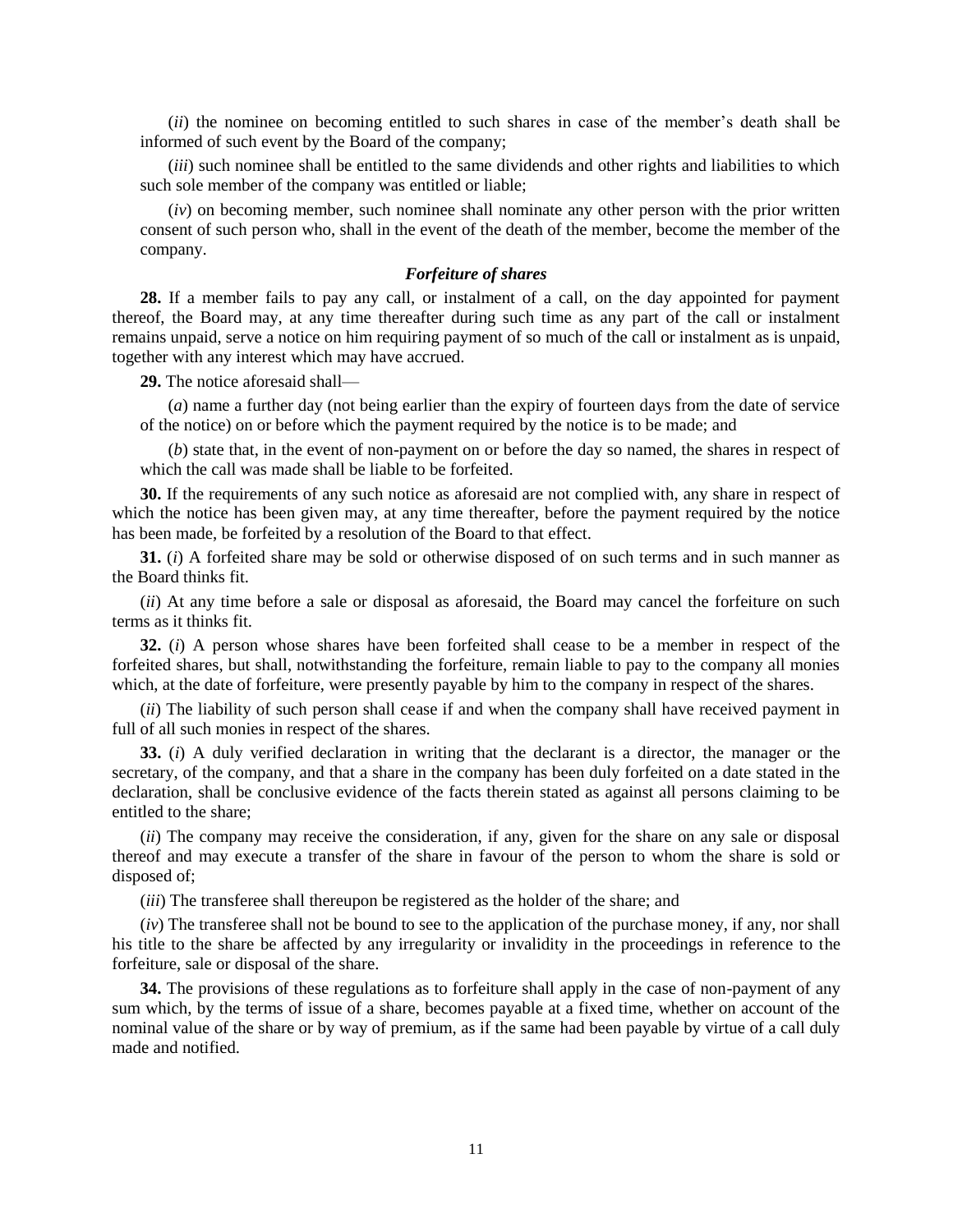(*ii*) the nominee on becoming entitled to such shares in case of the member's death shall be informed of such event by the Board of the company;

(*iii*) such nominee shall be entitled to the same dividends and other rights and liabilities to which such sole member of the company was entitled or liable;

(*iv*) on becoming member, such nominee shall nominate any other person with the prior written consent of such person who, shall in the event of the death of the member, become the member of the company.

### *Forfeiture of shares*

**28.** If a member fails to pay any call, or instalment of a call, on the day appointed for payment thereof, the Board may, at any time thereafter during such time as any part of the call or instalment remains unpaid, serve a notice on him requiring payment of so much of the call or instalment as is unpaid, together with any interest which may have accrued.

**29.** The notice aforesaid shall—

(*a*) name a further day (not being earlier than the expiry of fourteen days from the date of service of the notice) on or before which the payment required by the notice is to be made; and

(*b*) state that, in the event of non-payment on or before the day so named, the shares in respect of which the call was made shall be liable to be forfeited.

**30.** If the requirements of any such notice as aforesaid are not complied with, any share in respect of which the notice has been given may, at any time thereafter, before the payment required by the notice has been made, be forfeited by a resolution of the Board to that effect.

**31.** (*i*) A forfeited share may be sold or otherwise disposed of on such terms and in such manner as the Board thinks fit.

(*ii*) At any time before a sale or disposal as aforesaid, the Board may cancel the forfeiture on such terms as it thinks fit.

**32.** (*i*) A person whose shares have been forfeited shall cease to be a member in respect of the forfeited shares, but shall, notwithstanding the forfeiture, remain liable to pay to the company all monies which, at the date of forfeiture, were presently payable by him to the company in respect of the shares.

(*ii*) The liability of such person shall cease if and when the company shall have received payment in full of all such monies in respect of the shares.

**33.** (*i*) A duly verified declaration in writing that the declarant is a director, the manager or the secretary, of the company, and that a share in the company has been duly forfeited on a date stated in the declaration, shall be conclusive evidence of the facts therein stated as against all persons claiming to be entitled to the share;

(*ii*) The company may receive the consideration, if any, given for the share on any sale or disposal thereof and may execute a transfer of the share in favour of the person to whom the share is sold or disposed of;

(*iii*) The transferee shall thereupon be registered as the holder of the share; and

(*iv*) The transferee shall not be bound to see to the application of the purchase money, if any, nor shall his title to the share be affected by any irregularity or invalidity in the proceedings in reference to the forfeiture, sale or disposal of the share.

**34.** The provisions of these regulations as to forfeiture shall apply in the case of non-payment of any sum which, by the terms of issue of a share, becomes payable at a fixed time, whether on account of the nominal value of the share or by way of premium, as if the same had been payable by virtue of a call duly made and notified.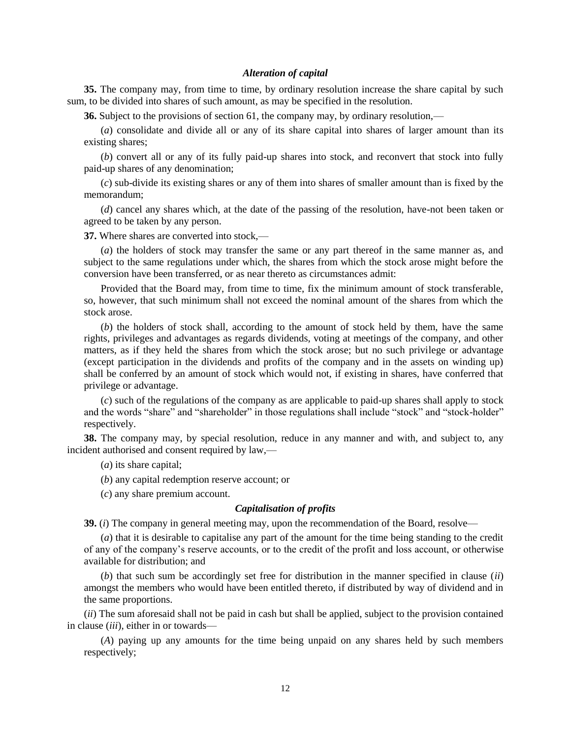### *Alteration of capital*

**35.** The company may, from time to time, by ordinary resolution increase the share capital by such sum, to be divided into shares of such amount, as may be specified in the resolution.

**36.** Subject to the provisions of section 61, the company may, by ordinary resolution,—

(*a*) consolidate and divide all or any of its share capital into shares of larger amount than its existing shares;

(*b*) convert all or any of its fully paid-up shares into stock, and reconvert that stock into fully paid-up shares of any denomination;

(*c*) sub-divide its existing shares or any of them into shares of smaller amount than is fixed by the memorandum;

(*d*) cancel any shares which, at the date of the passing of the resolution, have-not been taken or agreed to be taken by any person.

**37.** Where shares are converted into stock,—

(*a*) the holders of stock may transfer the same or any part thereof in the same manner as, and subject to the same regulations under which, the shares from which the stock arose might before the conversion have been transferred, or as near thereto as circumstances admit:

Provided that the Board may, from time to time, fix the minimum amount of stock transferable, so, however, that such minimum shall not exceed the nominal amount of the shares from which the stock arose.

(*b*) the holders of stock shall, according to the amount of stock held by them, have the same rights, privileges and advantages as regards dividends, voting at meetings of the company, and other matters, as if they held the shares from which the stock arose; but no such privilege or advantage (except participation in the dividends and profits of the company and in the assets on winding up) shall be conferred by an amount of stock which would not, if existing in shares, have conferred that privilege or advantage.

(*c*) such of the regulations of the company as are applicable to paid-up shares shall apply to stock and the words "share" and "shareholder" in those regulations shall include "stock" and "stock-holder" respectively.

**38.** The company may, by special resolution, reduce in any manner and with, and subject to, any incident authorised and consent required by law,—

(*a*) its share capital;

(*b*) any capital redemption reserve account; or

(*c*) any share premium account.

### *Capitalisation of profits*

**39.** (*i*) The company in general meeting may, upon the recommendation of the Board, resolve—

(*a*) that it is desirable to capitalise any part of the amount for the time being standing to the credit of any of the company's reserve accounts, or to the credit of the profit and loss account, or otherwise available for distribution; and

(*b*) that such sum be accordingly set free for distribution in the manner specified in clause (*ii*) amongst the members who would have been entitled thereto, if distributed by way of dividend and in the same proportions.

(*ii*) The sum aforesaid shall not be paid in cash but shall be applied, subject to the provision contained in clause (*iii*), either in or towards—

(*A*) paying up any amounts for the time being unpaid on any shares held by such members respectively;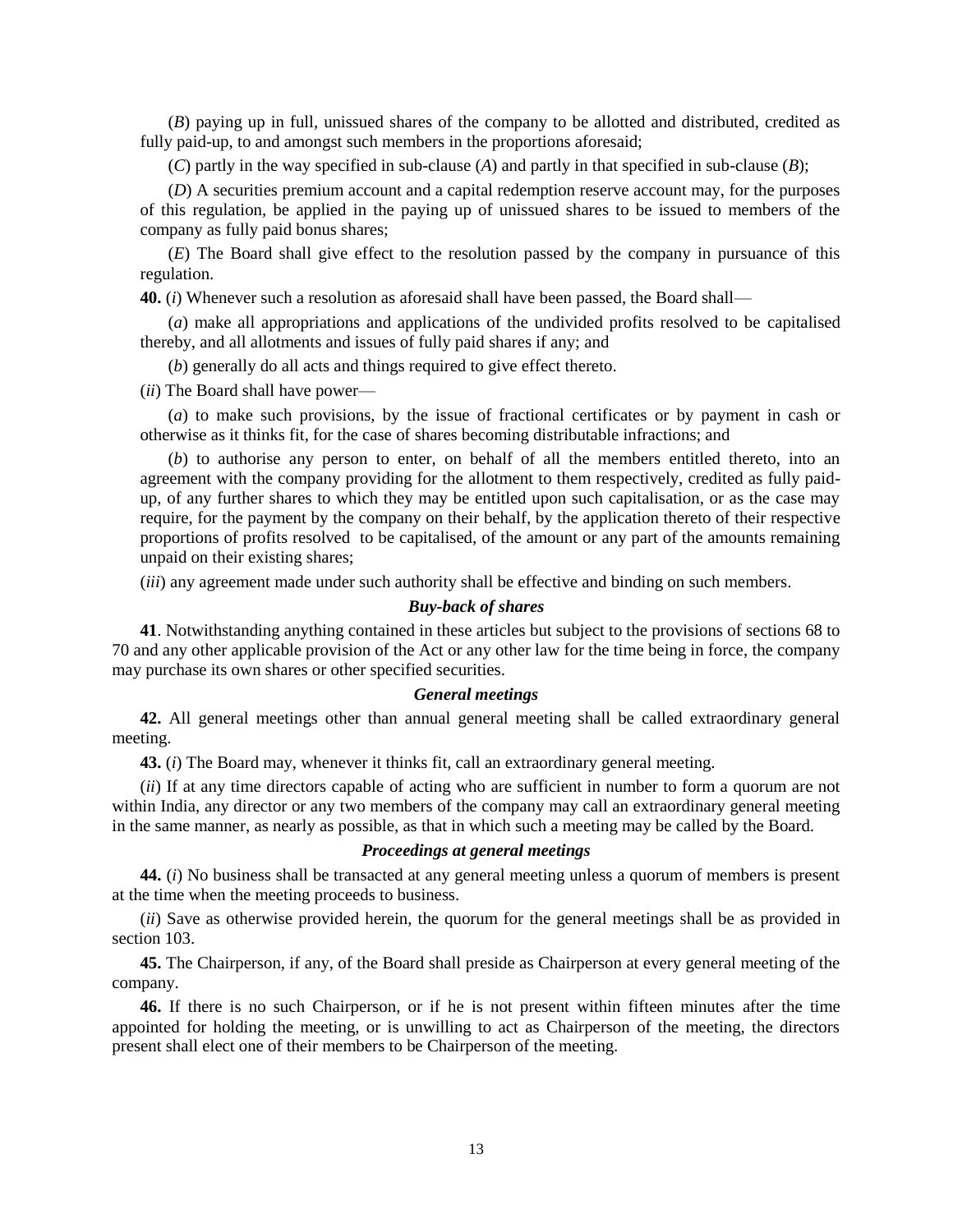(*B*) paying up in full, unissued shares of the company to be allotted and distributed, credited as fully paid-up, to and amongst such members in the proportions aforesaid;

(*C*) partly in the way specified in sub-clause (*A*) and partly in that specified in sub-clause (*B*);

(*D*) A securities premium account and a capital redemption reserve account may, for the purposes of this regulation, be applied in the paying up of unissued shares to be issued to members of the company as fully paid bonus shares;

(*E*) The Board shall give effect to the resolution passed by the company in pursuance of this regulation.

**40.** (*i*) Whenever such a resolution as aforesaid shall have been passed, the Board shall—

(*a*) make all appropriations and applications of the undivided profits resolved to be capitalised thereby, and all allotments and issues of fully paid shares if any; and

(*b*) generally do all acts and things required to give effect thereto.

(*ii*) The Board shall have power—

(*a*) to make such provisions, by the issue of fractional certificates or by payment in cash or otherwise as it thinks fit, for the case of shares becoming distributable infractions; and

(*b*) to authorise any person to enter, on behalf of all the members entitled thereto, into an agreement with the company providing for the allotment to them respectively, credited as fully paid-up, of any further shares to which they may be entitled upon such capitalisation, or as the case may require, for the payment by the company on their behalf, by the application thereto of their respective proportions of profits resolved to be capitalised, of the amount or any part of the amounts remaining unpaid on their existing shares;

(*iii*) any agreement made under such authority shall be effective and binding on such members.

***Buy-back of shares***

**41**. Notwithstanding anything contained in these articles but subject to the provisions of sections 68 to 70 and any other applicable provision of the Act or any other law for the time being in force, the company may purchase its own shares or other specified securities.

***General meetings***

**42.** All general meetings other than annual general meeting shall be called extraordinary general meeting.

**43.** (*i*) The Board may, whenever it thinks fit, call an extraordinary general meeting.

(*ii*) If at any time directors capable of acting who are sufficient in number to form a quorum are not within India, any director or any two members of the company may call an extraordinary general meeting in the same manner, as nearly as possible, as that in which such a meeting may be called by the Board.

***Proceedings at general meetings***

**44.** (*i*) No business shall be transacted at any general meeting unless a quorum of members is present at the time when the meeting proceeds to business.

(*ii*) Save as otherwise provided herein, the quorum for the general meetings shall be as provided in section 103.

**45.** The Chairperson, if any, of the Board shall preside as Chairperson at every general meeting of the company.

**46.** If there is no such Chairperson, or if he is not present within fifteen minutes after the time appointed for holding the meeting, or is unwilling to act as Chairperson of the meeting, the directors present shall elect one of their members to be Chairperson of the meeting.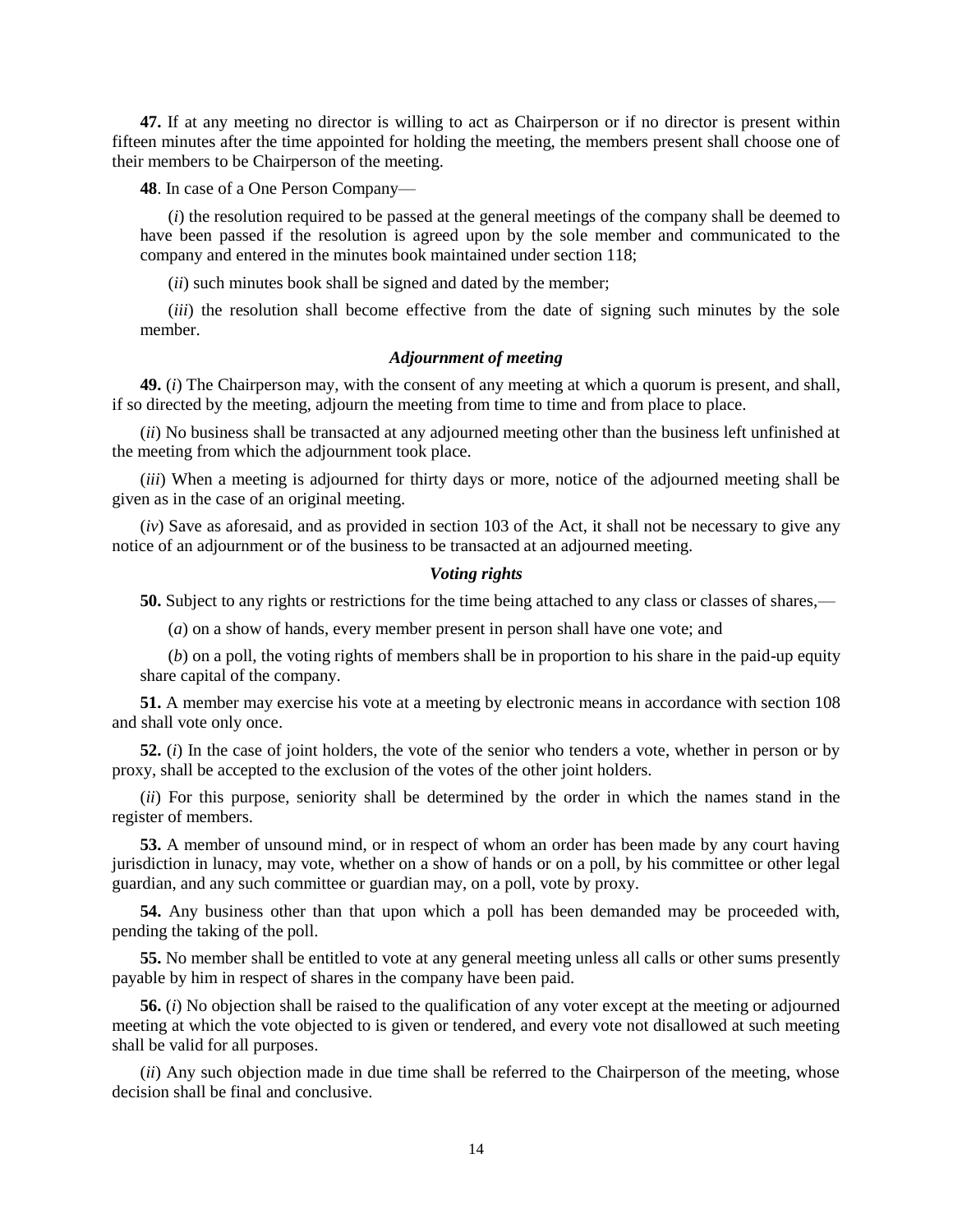**47.** If at any meeting no director is willing to act as Chairperson or if no director is present within fifteen minutes after the time appointed for holding the meeting, the members present shall choose one of their members to be Chairperson of the meeting.

**48**. In case of a One Person Company—

(*i*) the resolution required to be passed at the general meetings of the company shall be deemed to have been passed if the resolution is agreed upon by the sole member and communicated to the company and entered in the minutes book maintained under section 118;

(*ii*) such minutes book shall be signed and dated by the member;

(*iii*) the resolution shall become effective from the date of signing such minutes by the sole member.

### *Adjournment of meeting*

**49.** (*i*) The Chairperson may, with the consent of any meeting at which a quorum is present, and shall, if so directed by the meeting, adjourn the meeting from time to time and from place to place.

(*ii*) No business shall be transacted at any adjourned meeting other than the business left unfinished at the meeting from which the adjournment took place.

(*iii*) When a meeting is adjourned for thirty days or more, notice of the adjourned meeting shall be given as in the case of an original meeting.

(*iv*) Save as aforesaid, and as provided in section 103 of the Act, it shall not be necessary to give any notice of an adjournment or of the business to be transacted at an adjourned meeting.

### *Voting rights*

**50.** Subject to any rights or restrictions for the time being attached to any class or classes of shares,—

(*a*) on a show of hands, every member present in person shall have one vote; and

(*b*) on a poll, the voting rights of members shall be in proportion to his share in the paid-up equity share capital of the company.

**51.** A member may exercise his vote at a meeting by electronic means in accordance with section 108 and shall vote only once.

**52.** (*i*) In the case of joint holders, the vote of the senior who tenders a vote, whether in person or by proxy, shall be accepted to the exclusion of the votes of the other joint holders.

(*ii*) For this purpose, seniority shall be determined by the order in which the names stand in the register of members.

**53.** A member of unsound mind, or in respect of whom an order has been made by any court having jurisdiction in lunacy, may vote, whether on a show of hands or on a poll, by his committee or other legal guardian, and any such committee or guardian may, on a poll, vote by proxy.

**54.** Any business other than that upon which a poll has been demanded may be proceeded with, pending the taking of the poll.

**55.** No member shall be entitled to vote at any general meeting unless all calls or other sums presently payable by him in respect of shares in the company have been paid.

**56.** (*i*) No objection shall be raised to the qualification of any voter except at the meeting or adjourned meeting at which the vote objected to is given or tendered, and every vote not disallowed at such meeting shall be valid for all purposes.

(*ii*) Any such objection made in due time shall be referred to the Chairperson of the meeting, whose decision shall be final and conclusive.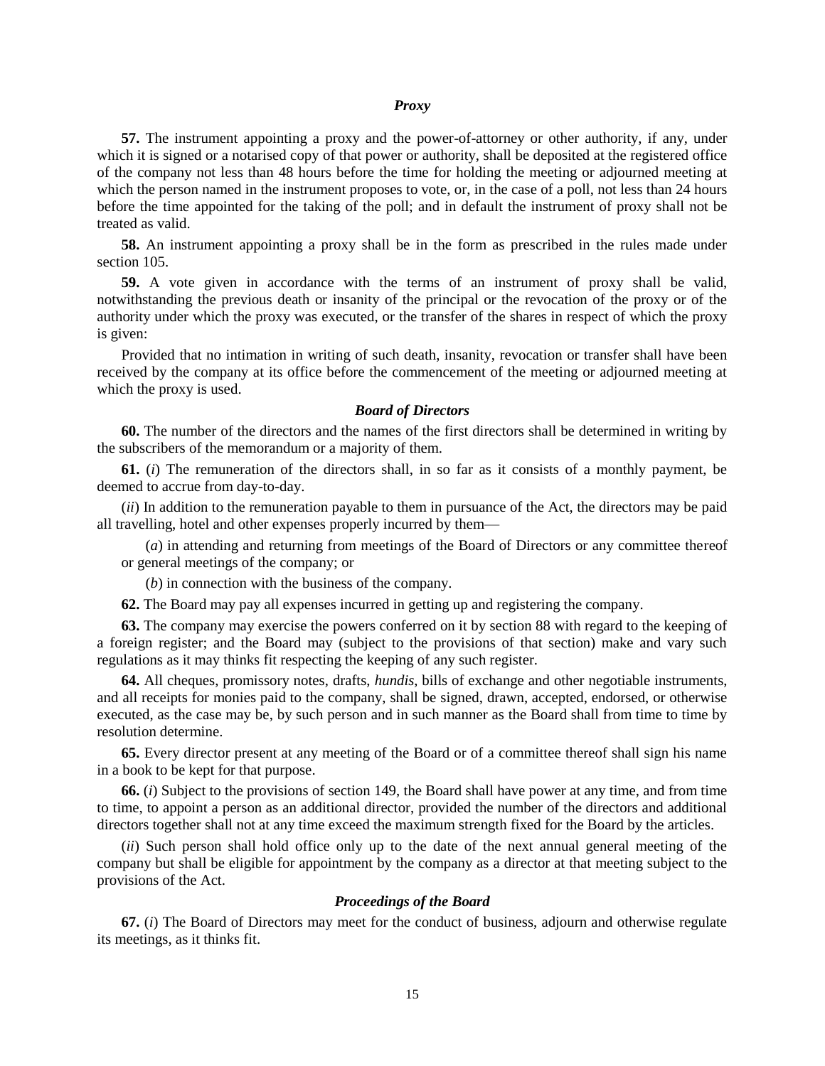### *Proxy*

**57.** The instrument appointing a proxy and the power-of-attorney or other authority, if any, under which it is signed or a notarised copy of that power or authority, shall be deposited at the registered office of the company not less than 48 hours before the time for holding the meeting or adjourned meeting at which the person named in the instrument proposes to vote, or, in the case of a poll, not less than 24 hours before the time appointed for the taking of the poll; and in default the instrument of proxy shall not be treated as valid.

**58.** An instrument appointing a proxy shall be in the form as prescribed in the rules made under section 105.

**59.** A vote given in accordance with the terms of an instrument of proxy shall be valid, notwithstanding the previous death or insanity of the principal or the revocation of the proxy or of the authority under which the proxy was executed, or the transfer of the shares in respect of which the proxy is given:

Provided that no intimation in writing of such death, insanity, revocation or transfer shall have been received by the company at its office before the commencement of the meeting or adjourned meeting at which the proxy is used.

### *Board of Directors*

**60.** The number of the directors and the names of the first directors shall be determined in writing by the subscribers of the memorandum or a majority of them.

**61.** (*i*) The remuneration of the directors shall, in so far as it consists of a monthly payment, be deemed to accrue from day-to-day.

(*ii*) In addition to the remuneration payable to them in pursuance of the Act, the directors may be paid all travelling, hotel and other expenses properly incurred by them—

(*a*) in attending and returning from meetings of the Board of Directors or any committee thereof or general meetings of the company; or

(*b*) in connection with the business of the company.

**62.** The Board may pay all expenses incurred in getting up and registering the company.

**63.** The company may exercise the powers conferred on it by section 88 with regard to the keeping of a foreign register; and the Board may (subject to the provisions of that section) make and vary such regulations as it may thinks fit respecting the keeping of any such register.

**64.** All cheques, promissory notes, drafts, *hundis*, bills of exchange and other negotiable instruments, and all receipts for monies paid to the company, shall be signed, drawn, accepted, endorsed, or otherwise executed, as the case may be, by such person and in such manner as the Board shall from time to time by resolution determine.

**65.** Every director present at any meeting of the Board or of a committee thereof shall sign his name in a book to be kept for that purpose.

**66.** (*i*) Subject to the provisions of section 149, the Board shall have power at any time, and from time to time, to appoint a person as an additional director, provided the number of the directors and additional directors together shall not at any time exceed the maximum strength fixed for the Board by the articles.

(*ii*) Such person shall hold office only up to the date of the next annual general meeting of the company but shall be eligible for appointment by the company as a director at that meeting subject to the provisions of the Act.

### *Proceedings of the Board*

**67.** (*i*) The Board of Directors may meet for the conduct of business, adjourn and otherwise regulate its meetings, as it thinks fit.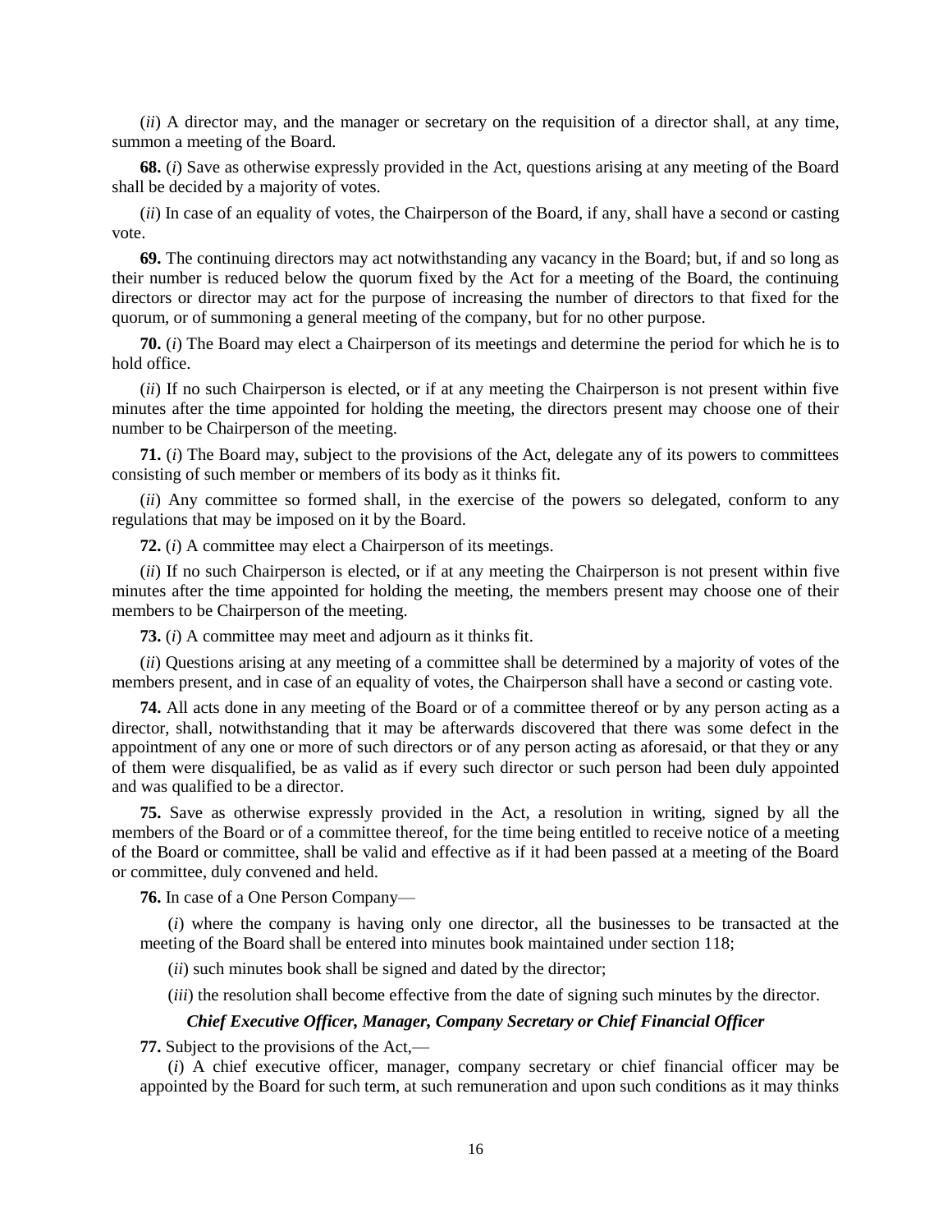(*ii*) A director may, and the manager or secretary on the requisition of a director shall, at any time, summon a meeting of the Board.

**68.** (*i*) Save as otherwise expressly provided in the Act, questions arising at any meeting of the Board shall be decided by a majority of votes.

(*ii*) In case of an equality of votes, the Chairperson of the Board, if any, shall have a second or casting vote.

**69.** The continuing directors may act notwithstanding any vacancy in the Board; but, if and so long as their number is reduced below the quorum fixed by the Act for a meeting of the Board, the continuing directors or director may act for the purpose of increasing the number of directors to that fixed for the quorum, or of summoning a general meeting of the company, but for no other purpose.

**70.** (*i*) The Board may elect a Chairperson of its meetings and determine the period for which he is to hold office.

(*ii*) If no such Chairperson is elected, or if at any meeting the Chairperson is not present within five minutes after the time appointed for holding the meeting, the directors present may choose one of their number to be Chairperson of the meeting.

**71.** (*i*) The Board may, subject to the provisions of the Act, delegate any of its powers to committees consisting of such member or members of its body as it thinks fit.

(*ii*) Any committee so formed shall, in the exercise of the powers so delegated, conform to any regulations that may be imposed on it by the Board.

**72.** (*i*) A committee may elect a Chairperson of its meetings.

(*ii*) If no such Chairperson is elected, or if at any meeting the Chairperson is not present within five minutes after the time appointed for holding the meeting, the members present may choose one of their members to be Chairperson of the meeting.

**73.** (*i*) A committee may meet and adjourn as it thinks fit.

(*ii*) Questions arising at any meeting of a committee shall be determined by a majority of votes of the members present, and in case of an equality of votes, the Chairperson shall have a second or casting vote.

**74.** All acts done in any meeting of the Board or of a committee thereof or by any person acting as a director, shall, notwithstanding that it may be afterwards discovered that there was some defect in the appointment of any one or more of such directors or of any person acting as aforesaid, or that they or any of them were disqualified, be as valid as if every such director or such person had been duly appointed and was qualified to be a director.

**75.** Save as otherwise expressly provided in the Act, a resolution in writing, signed by all the members of the Board or of a committee thereof, for the time being entitled to receive notice of a meeting of the Board or committee, shall be valid and effective as if it had been passed at a meeting of the Board or committee, duly convened and held.

**76.** In case of a One Person Company—

(*i*) where the company is having only one director, all the businesses to be transacted at the meeting of the Board shall be entered into minutes book maintained under section 118;

(*ii*) such minutes book shall be signed and dated by the director;

(*iii*) the resolution shall become effective from the date of signing such minutes by the director.

***Chief Executive Officer, Manager, Company Secretary or Chief Financial Officer***

**77.** Subject to the provisions of the Act,—

(*i*) A chief executive officer, manager, company secretary or chief financial officer may be appointed by the Board for such term, at such remuneration and upon such conditions as it may thinks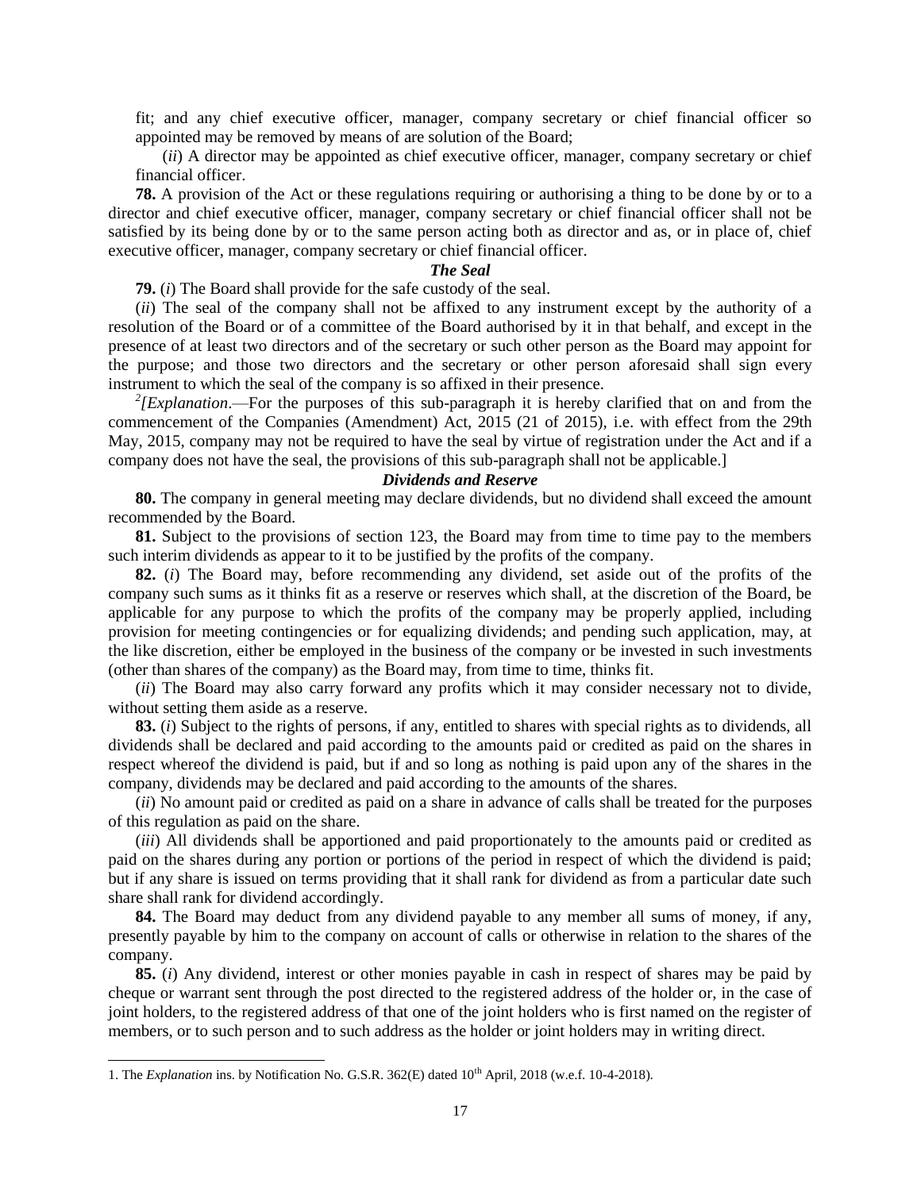fit; and any chief executive officer, manager, company secretary or chief financial officer so appointed may be removed by means of are solution of the Board;

(*ii*) A director may be appointed as chief executive officer, manager, company secretary or chief financial officer.

**78.** A provision of the Act or these regulations requiring or authorising a thing to be done by or to a director and chief executive officer, manager, company secretary or chief financial officer shall not be satisfied by its being done by or to the same person acting both as director and as, or in place of, chief executive officer, manager, company secretary or chief financial officer.

### *The Seal*

**79.** (*i*) The Board shall provide for the safe custody of the seal.

(*ii*) The seal of the company shall not be affixed to any instrument except by the authority of a resolution of the Board or of a committee of the Board authorised by it in that behalf, and except in the presence of at least two directors and of the secretary or such other person as the Board may appoint for the purpose; and those two directors and the secretary or other person aforesaid shall sign every instrument to which the seal of the company is so affixed in their presence.

[2][*Explanation*.—For the purposes of this sub-paragraph it is hereby clarified that on and from the commencement of the Companies (Amendment) Act, 2015 (21 of 2015), i.e. with effect from the 29th May, 2015, company may not be required to have the seal by virtue of registration under the Act and if a company does not have the seal, the provisions of this sub-paragraph shall not be applicable.]

### *Dividends and Reserve*

**80.** The company in general meeting may declare dividends, but no dividend shall exceed the amount recommended by the Board.

**81.** Subject to the provisions of section 123, the Board may from time to time pay to the members such interim dividends as appear to it to be justified by the profits of the company.

**82.** (*i*) The Board may, before recommending any dividend, set aside out of the profits of the company such sums as it thinks fit as a reserve or reserves which shall, at the discretion of the Board, be applicable for any purpose to which the profits of the company may be properly applied, including provision for meeting contingencies or for equalizing dividends; and pending such application, may, at the like discretion, either be employed in the business of the company or be invested in such investments (other than shares of the company) as the Board may, from time to time, thinks fit.

(*ii*) The Board may also carry forward any profits which it may consider necessary not to divide, without setting them aside as a reserve.

**83.** (*i*) Subject to the rights of persons, if any, entitled to shares with special rights as to dividends, all dividends shall be declared and paid according to the amounts paid or credited as paid on the shares in respect whereof the dividend is paid, but if and so long as nothing is paid upon any of the shares in the company, dividends may be declared and paid according to the amounts of the shares.

(*ii*) No amount paid or credited as paid on a share in advance of calls shall be treated for the purposes of this regulation as paid on the share.

(*iii*) All dividends shall be apportioned and paid proportionately to the amounts paid or credited as paid on the shares during any portion or portions of the period in respect of which the dividend is paid; but if any share is issued on terms providing that it shall rank for dividend as from a particular date such share shall rank for dividend accordingly.

**84.** The Board may deduct from any dividend payable to any member all sums of money, if any, presently payable by him to the company on account of calls or otherwise in relation to the shares of the company.

**85.** (*i*) Any dividend, interest or other monies payable in cash in respect of shares may be paid by cheque or warrant sent through the post directed to the registered address of the holder or, in the case of joint holders, to the registered address of that one of the joint holders who is first named on the register of members, or to such person and to such address as the holder or joint holders may in writing direct.

---

1. The *Explanation* ins. by Notification No. G.S.R. 362(E) dated 10th April, 2018 (w.e.f. 10-4-2018).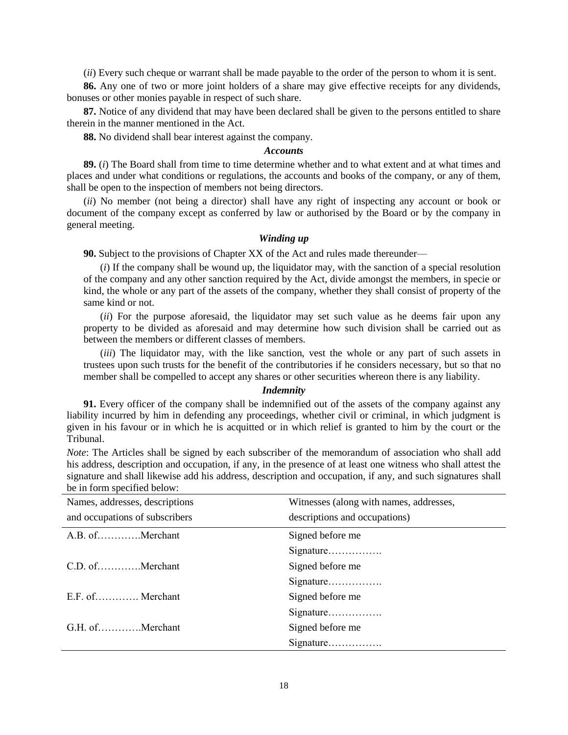(*ii*) Every such cheque or warrant shall be made payable to the order of the person to whom it is sent.

**86.** Any one of two or more joint holders of a share may give effective receipts for any dividends, bonuses or other monies payable in respect of such share.

**87.** Notice of any dividend that may have been declared shall be given to the persons entitled to share therein in the manner mentioned in the Act.

**88.** No dividend shall bear interest against the company.

### *Accounts*

**89.** (*i*) The Board shall from time to time determine whether and to what extent and at what times and places and under what conditions or regulations, the accounts and books of the company, or any of them, shall be open to the inspection of members not being directors.

(*ii*) No member (not being a director) shall have any right of inspecting any account or book or document of the company except as conferred by law or authorised by the Board or by the company in general meeting.

### *Winding up*

**90.** Subject to the provisions of Chapter XX of the Act and rules made thereunder—

(*i*) If the company shall be wound up, the liquidator may, with the sanction of a special resolution of the company and any other sanction required by the Act, divide amongst the members, in specie or kind, the whole or any part of the assets of the company, whether they shall consist of property of the same kind or not.

(*ii*) For the purpose aforesaid, the liquidator may set such value as he deems fair upon any property to be divided as aforesaid and may determine how such division shall be carried out as between the members or different classes of members.

(*iii*) The liquidator may, with the like sanction, vest the whole or any part of such assets in trustees upon such trusts for the benefit of the contributories if he considers necessary, but so that no member shall be compelled to accept any shares or other securities whereon there is any liability.

### *Indemnity*

**91.** Every officer of the company shall be indemnified out of the assets of the company against any liability incurred by him in defending any proceedings, whether civil or criminal, in which judgment is given in his favour or in which he is acquitted or in which relief is granted to him by the court or the Tribunal.

*Note*: The Articles shall be signed by each subscriber of the memorandum of association who shall add his address, description and occupation, if any, in the presence of at least one witness who shall attest the signature and shall likewise add his address, description and occupation, if any, and such signatures shall be in form specified below:

| Names, addresses, descriptions and occupations of subscribers | Witnesses (along with names, addresses, descriptions and occupations) |
|---|---|
| A.B. of…………Merchant | Signed before me<br>Signature……………. |
| C.D. of…………Merchant | Signed before me<br>Signature……………. |
| E.F. of…………. Merchant | Signed before me<br>Signature……………. |
| G.H. of…………Merchant | Signed before me<br>Signature……………. |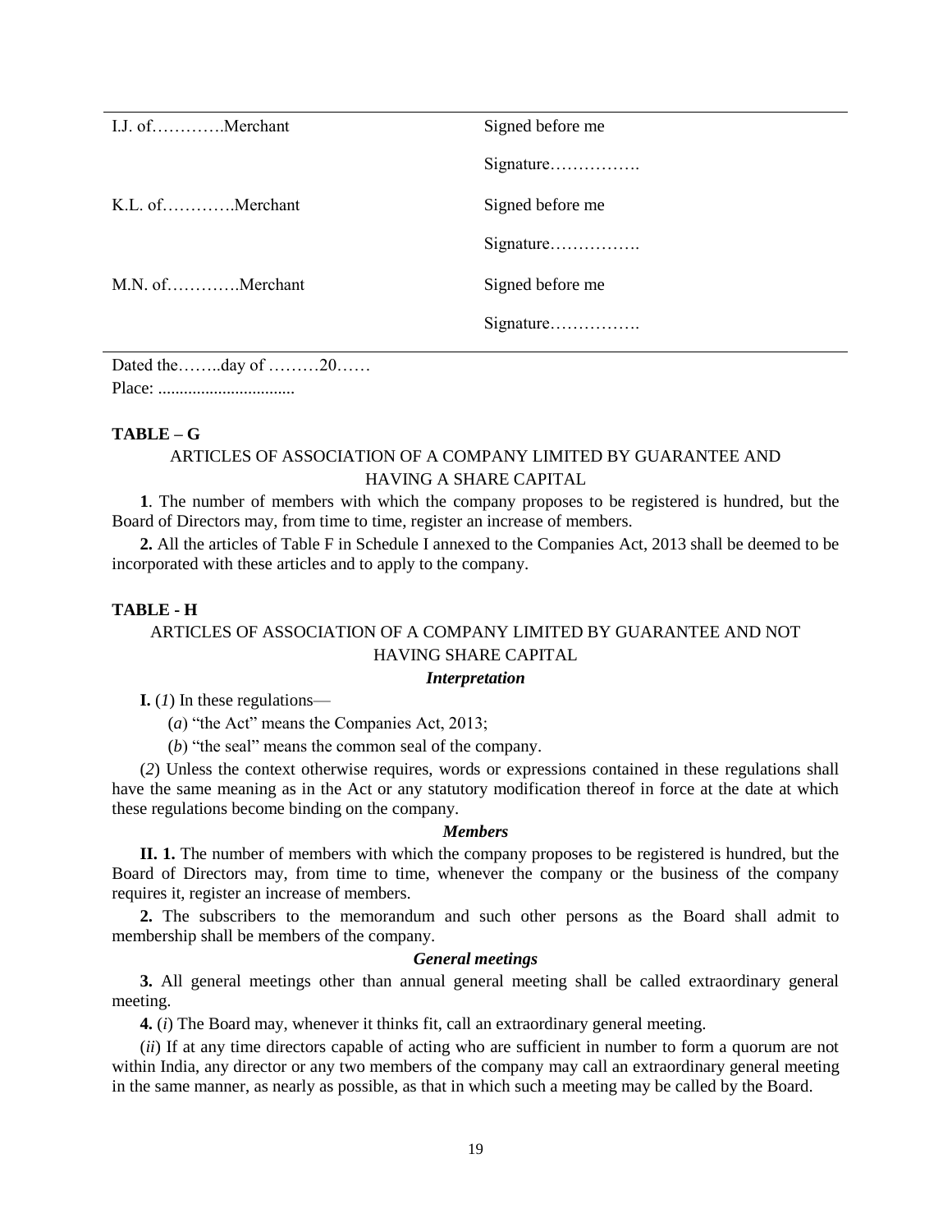| | |
|---|---|
| I.J. of………….Merchant | Signed before me |
| | Signature……………. |
| K.L. of………….Merchant | Signed before me |
| | Signature……………. |
| M.N. of………….Merchant | Signed before me |
| | Signature……………. |

Dated the……..day of ………20……

Place: ................................

**TABLE – G**

ARTICLES OF ASSOCIATION OF A COMPANY LIMITED BY GUARANTEE AND HAVING A SHARE CAPITAL

**1**. The number of members with which the company proposes to be registered is hundred, but the Board of Directors may, from time to time, register an increase of members.

**2.** All the articles of Table F in Schedule I annexed to the Companies Act, 2013 shall be deemed to be incorporated with these articles and to apply to the company.

**TABLE - H**

ARTICLES OF ASSOCIATION OF A COMPANY LIMITED BY GUARANTEE AND NOT HAVING SHARE CAPITAL

***Interpretation***

**I.** (*1*) In these regulations—

(*a*) "the Act" means the Companies Act, 2013;

(*b*) "the seal" means the common seal of the company.

(*2*) Unless the context otherwise requires, words or expressions contained in these regulations shall have the same meaning as in the Act or any statutory modification thereof in force at the date at which these regulations become binding on the company.

***Members***

**II. 1.** The number of members with which the company proposes to be registered is hundred, but the Board of Directors may, from time to time, whenever the company or the business of the company requires it, register an increase of members.

**2.** The subscribers to the memorandum and such other persons as the Board shall admit to membership shall be members of the company.

***General meetings***

**3.** All general meetings other than annual general meeting shall be called extraordinary general meeting.

**4.** (*i*) The Board may, whenever it thinks fit, call an extraordinary general meeting.

(*ii*) If at any time directors capable of acting who are sufficient in number to form a quorum are not within India, any director or any two members of the company may call an extraordinary general meeting in the same manner, as nearly as possible, as that in which such a meeting may be called by the Board.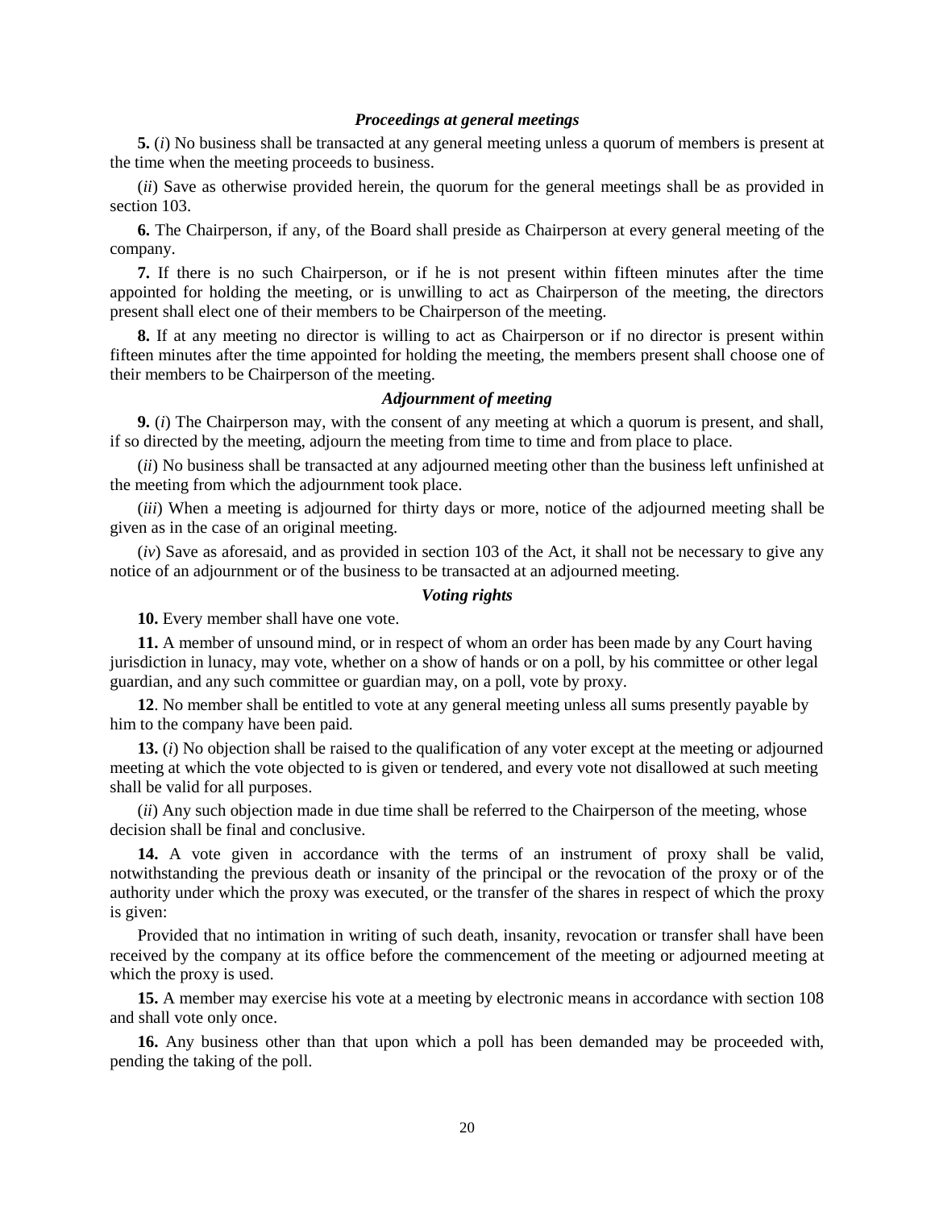### *Proceedings at general meetings*

**5.** (*i*) No business shall be transacted at any general meeting unless a quorum of members is present at the time when the meeting proceeds to business.

(*ii*) Save as otherwise provided herein, the quorum for the general meetings shall be as provided in section 103.

**6.** The Chairperson, if any, of the Board shall preside as Chairperson at every general meeting of the company.

**7.** If there is no such Chairperson, or if he is not present within fifteen minutes after the time appointed for holding the meeting, or is unwilling to act as Chairperson of the meeting, the directors present shall elect one of their members to be Chairperson of the meeting.

**8.** If at any meeting no director is willing to act as Chairperson or if no director is present within fifteen minutes after the time appointed for holding the meeting, the members present shall choose one of their members to be Chairperson of the meeting.

### *Adjournment of meeting*

**9.** (*i*) The Chairperson may, with the consent of any meeting at which a quorum is present, and shall, if so directed by the meeting, adjourn the meeting from time to time and from place to place.

(*ii*) No business shall be transacted at any adjourned meeting other than the business left unfinished at the meeting from which the adjournment took place.

(*iii*) When a meeting is adjourned for thirty days or more, notice of the adjourned meeting shall be given as in the case of an original meeting.

(*iv*) Save as aforesaid, and as provided in section 103 of the Act, it shall not be necessary to give any notice of an adjournment or of the business to be transacted at an adjourned meeting.

### *Voting rights*

**10.** Every member shall have one vote.

**11.** A member of unsound mind, or in respect of whom an order has been made by any Court having jurisdiction in lunacy, may vote, whether on a show of hands or on a poll, by his committee or other legal guardian, and any such committee or guardian may, on a poll, vote by proxy.

**12**. No member shall be entitled to vote at any general meeting unless all sums presently payable by him to the company have been paid.

**13.** (*i*) No objection shall be raised to the qualification of any voter except at the meeting or adjourned meeting at which the vote objected to is given or tendered, and every vote not disallowed at such meeting shall be valid for all purposes.

(*ii*) Any such objection made in due time shall be referred to the Chairperson of the meeting, whose decision shall be final and conclusive.

**14.** A vote given in accordance with the terms of an instrument of proxy shall be valid, notwithstanding the previous death or insanity of the principal or the revocation of the proxy or of the authority under which the proxy was executed, or the transfer of the shares in respect of which the proxy is given:

Provided that no intimation in writing of such death, insanity, revocation or transfer shall have been received by the company at its office before the commencement of the meeting or adjourned meeting at which the proxy is used.

**15.** A member may exercise his vote at a meeting by electronic means in accordance with section 108 and shall vote only once.

**16.** Any business other than that upon which a poll has been demanded may be proceeded with, pending the taking of the poll.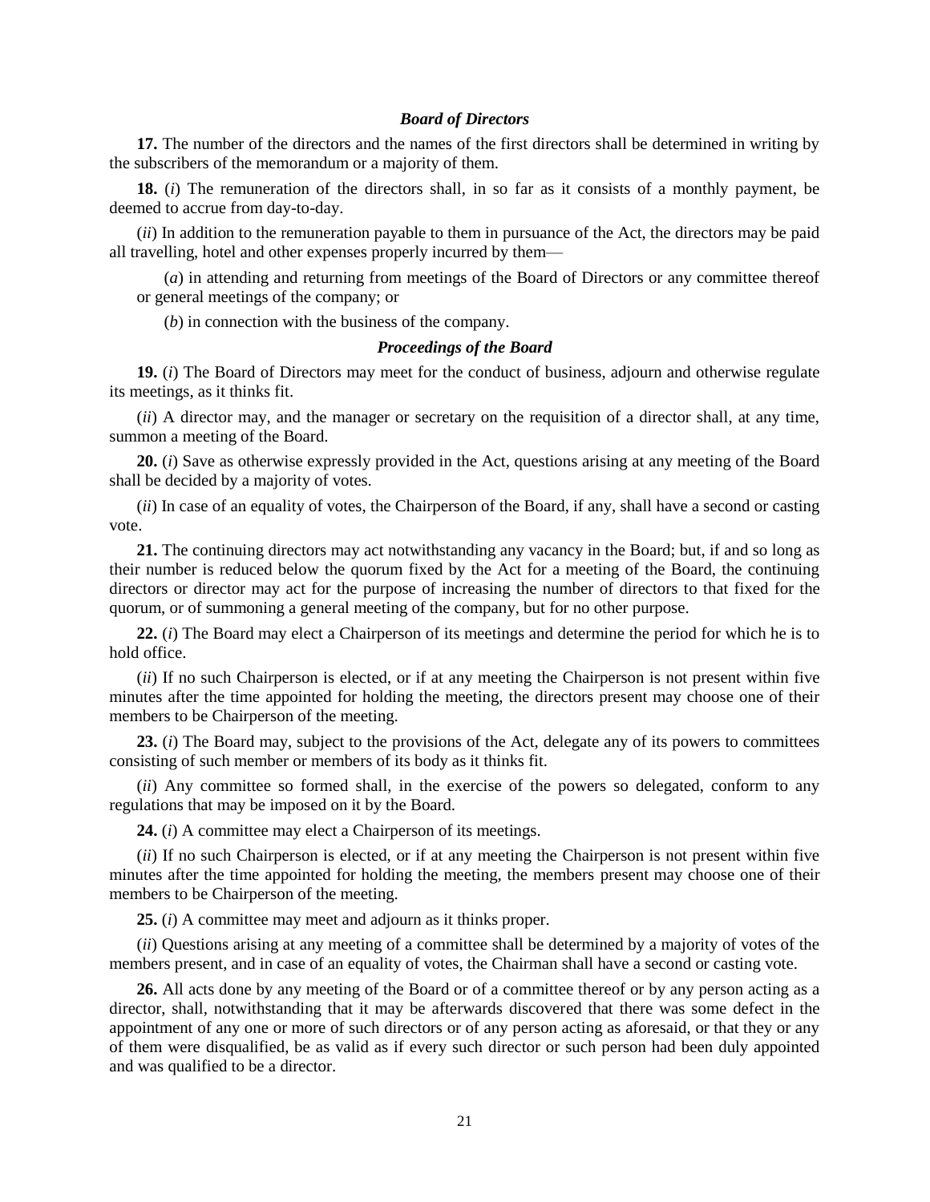### *Board of Directors*

**17.** The number of the directors and the names of the first directors shall be determined in writing by the subscribers of the memorandum or a majority of them.

**18.** (*i*) The remuneration of the directors shall, in so far as it consists of a monthly payment, be deemed to accrue from day-to-day.

(*ii*) In addition to the remuneration payable to them in pursuance of the Act, the directors may be paid all travelling, hotel and other expenses properly incurred by them—

(*a*) in attending and returning from meetings of the Board of Directors or any committee thereof or general meetings of the company; or

(*b*) in connection with the business of the company.

### *Proceedings of the Board*

**19.** (*i*) The Board of Directors may meet for the conduct of business, adjourn and otherwise regulate its meetings, as it thinks fit.

(*ii*) A director may, and the manager or secretary on the requisition of a director shall, at any time, summon a meeting of the Board.

**20.** (*i*) Save as otherwise expressly provided in the Act, questions arising at any meeting of the Board shall be decided by a majority of votes.

(*ii*) In case of an equality of votes, the Chairperson of the Board, if any, shall have a second or casting vote.

**21.** The continuing directors may act notwithstanding any vacancy in the Board; but, if and so long as their number is reduced below the quorum fixed by the Act for a meeting of the Board, the continuing directors or director may act for the purpose of increasing the number of directors to that fixed for the quorum, or of summoning a general meeting of the company, but for no other purpose.

**22.** (*i*) The Board may elect a Chairperson of its meetings and determine the period for which he is to hold office.

(*ii*) If no such Chairperson is elected, or if at any meeting the Chairperson is not present within five minutes after the time appointed for holding the meeting, the directors present may choose one of their members to be Chairperson of the meeting.

**23.** (*i*) The Board may, subject to the provisions of the Act, delegate any of its powers to committees consisting of such member or members of its body as it thinks fit.

(*ii*) Any committee so formed shall, in the exercise of the powers so delegated, conform to any regulations that may be imposed on it by the Board.

**24.** (*i*) A committee may elect a Chairperson of its meetings.

(*ii*) If no such Chairperson is elected, or if at any meeting the Chairperson is not present within five minutes after the time appointed for holding the meeting, the members present may choose one of their members to be Chairperson of the meeting.

**25.** (*i*) A committee may meet and adjourn as it thinks proper.

(*ii*) Questions arising at any meeting of a committee shall be determined by a majority of votes of the members present, and in case of an equality of votes, the Chairman shall have a second or casting vote.

**26.** All acts done by any meeting of the Board or of a committee thereof or by any person acting as a director, shall, notwithstanding that it may be afterwards discovered that there was some defect in the appointment of any one or more of such directors or of any person acting as aforesaid, or that they or any of them were disqualified, be as valid as if every such director or such person had been duly appointed and was qualified to be a director.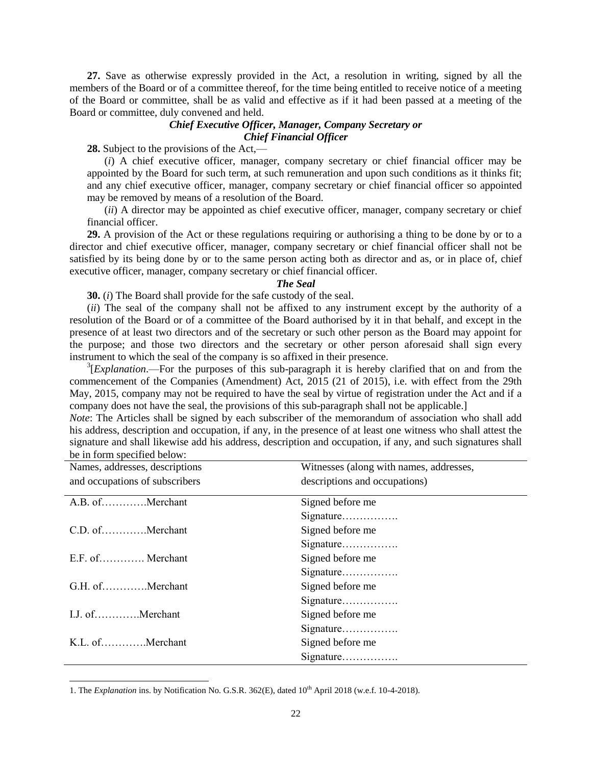**27.** Save as otherwise expressly provided in the Act, a resolution in writing, signed by all the members of the Board or of a committee thereof, for the time being entitled to receive notice of a meeting of the Board or committee, shall be as valid and effective as if it had been passed at a meeting of the Board or committee, duly convened and held.

### *Chief Executive Officer, Manager, Company Secretary or Chief Financial Officer*

**28.** Subject to the provisions of the Act,—

(*i*) A chief executive officer, manager, company secretary or chief financial officer may be appointed by the Board for such term, at such remuneration and upon such conditions as it thinks fit; and any chief executive officer, manager, company secretary or chief financial officer so appointed may be removed by means of a resolution of the Board.

(*ii*) A director may be appointed as chief executive officer, manager, company secretary or chief financial officer.

**29.** A provision of the Act or these regulations requiring or authorising a thing to be done by or to a director and chief executive officer, manager, company secretary or chief financial officer shall not be satisfied by its being done by or to the same person acting both as director and as, or in place of, chief executive officer, manager, company secretary or chief financial officer.

### *The Seal*

**30.** (*i*) The Board shall provide for the safe custody of the seal.

(*ii*) The seal of the company shall not be affixed to any instrument except by the authority of a resolution of the Board or of a committee of the Board authorised by it in that behalf, and except in the presence of at least two directors and of the secretary or such other person as the Board may appoint for the purpose; and those two directors and the secretary or other person aforesaid shall sign every instrument to which the seal of the company is so affixed in their presence.

[3][*Explanation*.—For the purposes of this sub-paragraph it is hereby clarified that on and from the commencement of the Companies (Amendment) Act, 2015 (21 of 2015), i.e. with effect from the 29th May, 2015, company may not be required to have the seal by virtue of registration under the Act and if a company does not have the seal, the provisions of this sub-paragraph shall not be applicable.]

*Note*: The Articles shall be signed by each subscriber of the memorandum of association who shall add his address, description and occupation, if any, in the presence of at least one witness who shall attest the signature and shall likewise add his address, description and occupation, if any, and such signatures shall be in form specified below:

| Names, addresses, descriptions and occupations of subscribers | Witnesses (along with names, addresses, descriptions and occupations) |
|---|---|
| A.B. of…………Merchant | Signed before me<br>Signature……………. |
| C.D. of…………Merchant | Signed before me<br>Signature……………. |
| E.F. of…………. Merchant | Signed before me<br>Signature……………. |
| G.H. of…………Merchant | Signed before me<br>Signature……………. |
| I.J. of…………Merchant | Signed before me<br>Signature……………. |
| K.L. of…………Merchant | Signed before me<br>Signature……………. |

1. The *Explanation* ins. by Notification No. G.S.R. 362(E), dated 10th April 2018 (w.e.f. 10-4-2018).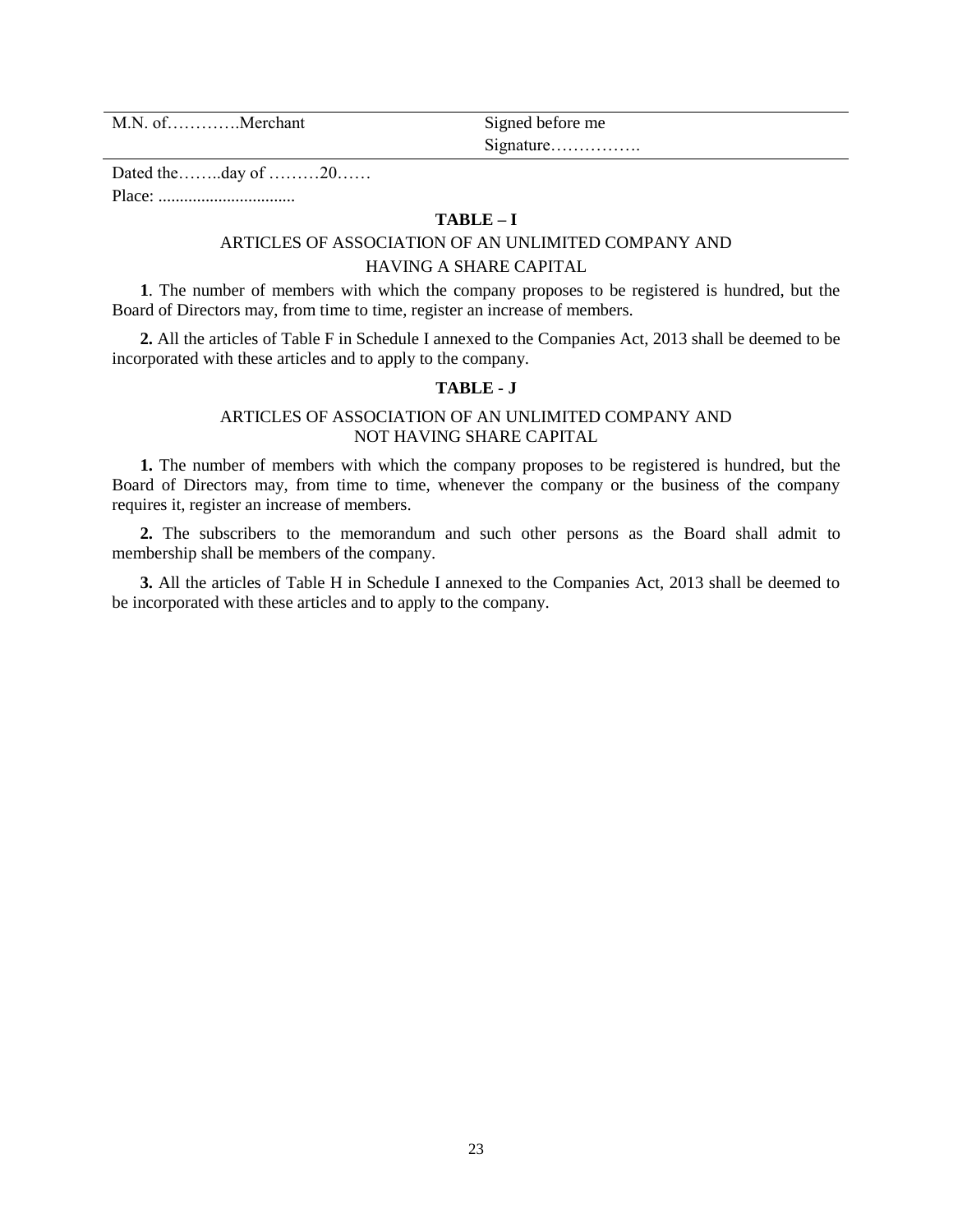| | |
|---|---|
| M.N. of………….Merchant | Signed before me<br>Signature……………. |

Dated the……..day of ………20……

Place: ................................

**TABLE – I**

ARTICLES OF ASSOCIATION OF AN UNLIMITED COMPANY AND HAVING A SHARE CAPITAL

**1**. The number of members with which the company proposes to be registered is hundred, but the Board of Directors may, from time to time, register an increase of members.

**2.** All the articles of Table F in Schedule I annexed to the Companies Act, 2013 shall be deemed to be incorporated with these articles and to apply to the company.

**TABLE - J**

ARTICLES OF ASSOCIATION OF AN UNLIMITED COMPANY AND NOT HAVING SHARE CAPITAL

**1.** The number of members with which the company proposes to be registered is hundred, but the Board of Directors may, from time to time, whenever the company or the business of the company requires it, register an increase of members.

**2.** The subscribers to the memorandum and such other persons as the Board shall admit to membership shall be members of the company.

**3.** All the articles of Table H in Schedule I annexed to the Companies Act, 2013 shall be deemed to be incorporated with these articles and to apply to the company.